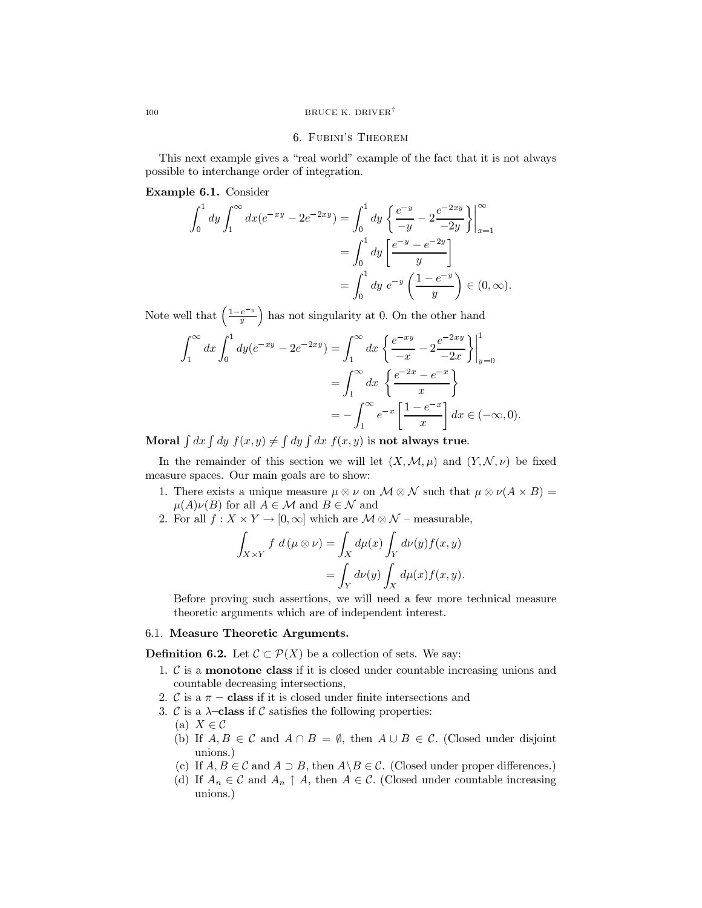## 6. Fubini's Theorem

This next example gives a "real world" example of the fact that it is not always possible to interchange order of integration.

**Example 6.1.** Consider

$$
\begin{aligned}
\int_0^1 dy \int_1^\infty dx (e^{-xy} - 2e^{-2xy}) &= \int_0^1 dy \left\{ \frac{e^{-y}}{-y} - 2\frac{e^{-2xy}}{-2y} \right\} \Big|_{x=1}^{\infty} \\
&= \int_0^1 dy \left[ \frac{e^{-y} - e^{-2y}}{y} \right] \\
&= \int_0^1 dy \; e^{-y} \left( \frac{1 - e^{-y}}{y} \right) \in (0, \infty).
\end{aligned}
$$

Note well that $\left(\frac{1-e^{-y}}{y}\right)$ has not singularity at 0. On the other hand

$$
\begin{aligned}
\int_1^\infty dx \int_0^1 dy (e^{-xy} - 2e^{-2xy}) &= \int_1^\infty dx \left\{ \frac{e^{-xy}}{-x} - 2\frac{e^{-2xy}}{-2x} \right\} \Big|_{y=0}^{1} \\
&= \int_1^\infty dx \; \left\{ \frac{e^{-2x} - e^{-x}}{x} \right\} \\
&= -\int_1^\infty e^{-x} \left[ \frac{1 - e^{-x}}{x} \right] dx \in (-\infty, 0).
\end{aligned}
$$

**Moral** $\int dx \int dy \; f(x,y) \neq \int dy \int dx \; f(x,y)$ is **not always true**.

In the remainder of this section we will let $(X, \mathcal{M}, \mu)$ and $(Y, \mathcal{N}, \nu)$ be fixed measure spaces. Our main goals are to show:

1. There exists a unique measure $\mu \otimes \nu$ on $\mathcal{M} \otimes \mathcal{N}$ such that $\mu \otimes \nu(A \times B) = \mu(A)\nu(B)$ for all $A \in \mathcal{M}$ and $B \in \mathcal{N}$ and
2. For all $f : X \times Y \to [0, \infty]$ which are $\mathcal{M} \otimes \mathcal{N}$ – measurable,

$$
\begin{aligned}
\int_{X \times Y} f \; d\,(\mu \otimes \nu) &= \int_X d\mu(x) \int_Y d\nu(y) f(x,y) \\
&= \int_Y d\nu(y) \int_X d\mu(x) f(x,y).
\end{aligned}
$$

Before proving such assertions, we will need a few more technical measure theoretic arguments which are of independent interest.

### 6.1. Measure Theoretic Arguments.

**Definition 6.2.** Let $\mathcal{C} \subset \mathcal{P}(X)$ be a collection of sets. We say:

1. $\mathcal{C}$ is a **monotone class** if it is closed under countable increasing unions and countable decreasing intersections,
2. $\mathcal{C}$ is a $\pi -$ **class** if it is closed under finite intersections and
3. $\mathcal{C}$ is a $\lambda$–**class** if $\mathcal{C}$ satisfies the following properties:
   (a) $X \in \mathcal{C}$
   (b) If $A, B \in \mathcal{C}$ and $A \cap B = \emptyset$, then $A \cup B \in \mathcal{C}$. (Closed under disjoint unions.)
   (c) If $A, B \in \mathcal{C}$ and $A \supset B$, then $A \backslash B \in \mathcal{C}$. (Closed under proper differences.)
   (d) If $A_n \in \mathcal{C}$ and $A_n \uparrow A$, then $A \in \mathcal{C}$. (Closed under countable increasing unions.)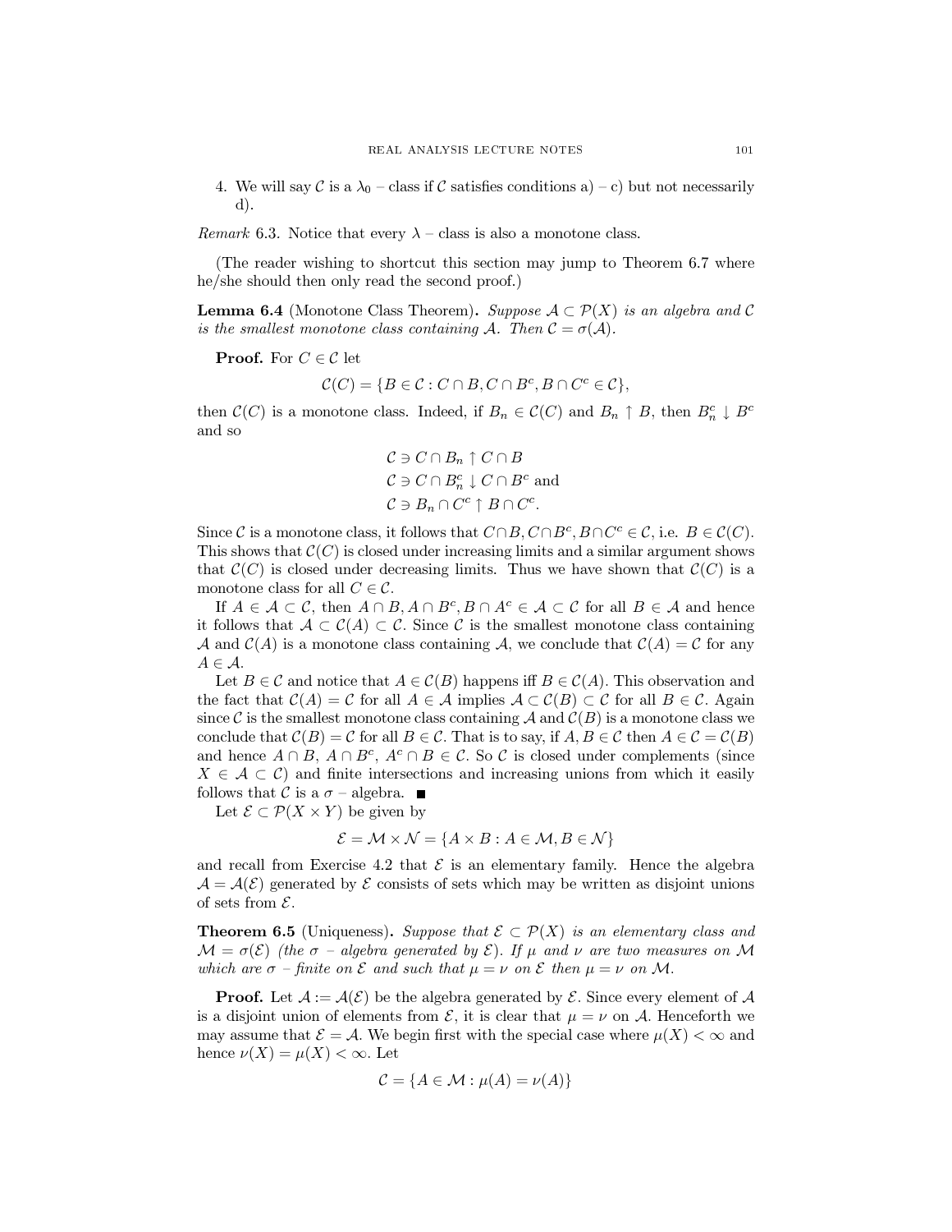4. We will say $\mathcal{C}$ is a $\lambda_0$ – class if $\mathcal{C}$ satisfies conditions a) – c) but not necessarily d).

*Remark* 6.3. Notice that every $\lambda$ – class is also a monotone class.

(The reader wishing to shortcut this section may jump to Theorem 6.7 where he/she should then only read the second proof.)

**Lemma 6.4** (Monotone Class Theorem)**.** *Suppose $\mathcal{A} \subset \mathcal{P}(X)$ is an algebra and $\mathcal{C}$ is the smallest monotone class containing $\mathcal{A}$. Then $\mathcal{C} = \sigma(\mathcal{A})$.*

**Proof.** For $C \in \mathcal{C}$ let

$$\mathcal{C}(C) = \{B \in \mathcal{C} : C \cap B, C \cap B^c, B \cap C^c \in \mathcal{C}\},$$

then $\mathcal{C}(C)$ is a monotone class. Indeed, if $B_n \in \mathcal{C}(C)$ and $B_n \uparrow B$, then $B_n^c \downarrow B^c$ and so

$$\begin{aligned}
\mathcal{C} &\ni C \cap B_n \uparrow C \cap B \\
\mathcal{C} &\ni C \cap B_n^c \downarrow C \cap B^c \text{ and} \\
\mathcal{C} &\ni B_n \cap C^c \uparrow B \cap C^c.
\end{aligned}$$

Since $\mathcal{C}$ is a monotone class, it follows that $C \cap B, C \cap B^c, B \cap C^c \in \mathcal{C}$, i.e. $B \in \mathcal{C}(C)$. This shows that $\mathcal{C}(C)$ is closed under increasing limits and a similar argument shows that $\mathcal{C}(C)$ is closed under decreasing limits. Thus we have shown that $\mathcal{C}(C)$ is a monotone class for all $C \in \mathcal{C}$.

If $A \in \mathcal{A} \subset \mathcal{C}$, then $A \cap B, A \cap B^c, B \cap A^c \in \mathcal{A} \subset \mathcal{C}$ for all $B \in \mathcal{A}$ and hence it follows that $\mathcal{A} \subset \mathcal{C}(A) \subset \mathcal{C}$. Since $\mathcal{C}$ is the smallest monotone class containing $\mathcal{A}$ and $\mathcal{C}(A)$ is a monotone class containing $\mathcal{A}$, we conclude that $\mathcal{C}(A) = \mathcal{C}$ for any $A \in \mathcal{A}$.

Let $B \in \mathcal{C}$ and notice that $A \in \mathcal{C}(B)$ happens iff $B \in \mathcal{C}(A)$. This observation and the fact that $\mathcal{C}(A) = \mathcal{C}$ for all $A \in \mathcal{A}$ implies $\mathcal{A} \subset \mathcal{C}(B) \subset \mathcal{C}$ for all $B \in \mathcal{C}$. Again since $\mathcal{C}$ is the smallest monotone class containing $\mathcal{A}$ and $\mathcal{C}(B)$ is a monotone class we conclude that $\mathcal{C}(B) = \mathcal{C}$ for all $B \in \mathcal{C}$. That is to say, if $A, B \in \mathcal{C}$ then $A \in \mathcal{C} = \mathcal{C}(B)$ and hence $A \cap B$, $A \cap B^c$, $A^c \cap B \in \mathcal{C}$. So $\mathcal{C}$ is closed under complements (since $X \in \mathcal{A} \subset \mathcal{C}$) and finite intersections and increasing unions from which it easily follows that $\mathcal{C}$ is a $\sigma$ – algebra. ■

Let $\mathcal{E} \subset \mathcal{P}(X \times Y)$ be given by

$$\mathcal{E} = \mathcal{M} \times \mathcal{N} = \{A \times B : A \in \mathcal{M}, B \in \mathcal{N}\}$$

and recall from Exercise 4.2 that $\mathcal{E}$ is an elementary family. Hence the algebra $\mathcal{A} = \mathcal{A}(\mathcal{E})$ generated by $\mathcal{E}$ consists of sets which may be written as disjoint unions of sets from $\mathcal{E}$.

**Theorem 6.5** (Uniqueness)**.** *Suppose that $\mathcal{E} \subset \mathcal{P}(X)$ is an elementary class and $\mathcal{M} = \sigma(\mathcal{E})$ (the $\sigma$ – algebra generated by $\mathcal{E}$). If $\mu$ and $\nu$ are two measures on $\mathcal{M}$ which are $\sigma$ – finite on $\mathcal{E}$ and such that $\mu = \nu$ on $\mathcal{E}$ then $\mu = \nu$ on $\mathcal{M}$.*

**Proof.** Let $\mathcal{A} := \mathcal{A}(\mathcal{E})$ be the algebra generated by $\mathcal{E}$. Since every element of $\mathcal{A}$ is a disjoint union of elements from $\mathcal{E}$, it is clear that $\mu = \nu$ on $\mathcal{A}$. Henceforth we may assume that $\mathcal{E} = \mathcal{A}$. We begin first with the special case where $\mu(X) < \infty$ and hence $\nu(X) = \mu(X) < \infty$. Let

$$\mathcal{C} = \{A \in \mathcal{M} : \mu(A) = \nu(A)\}$$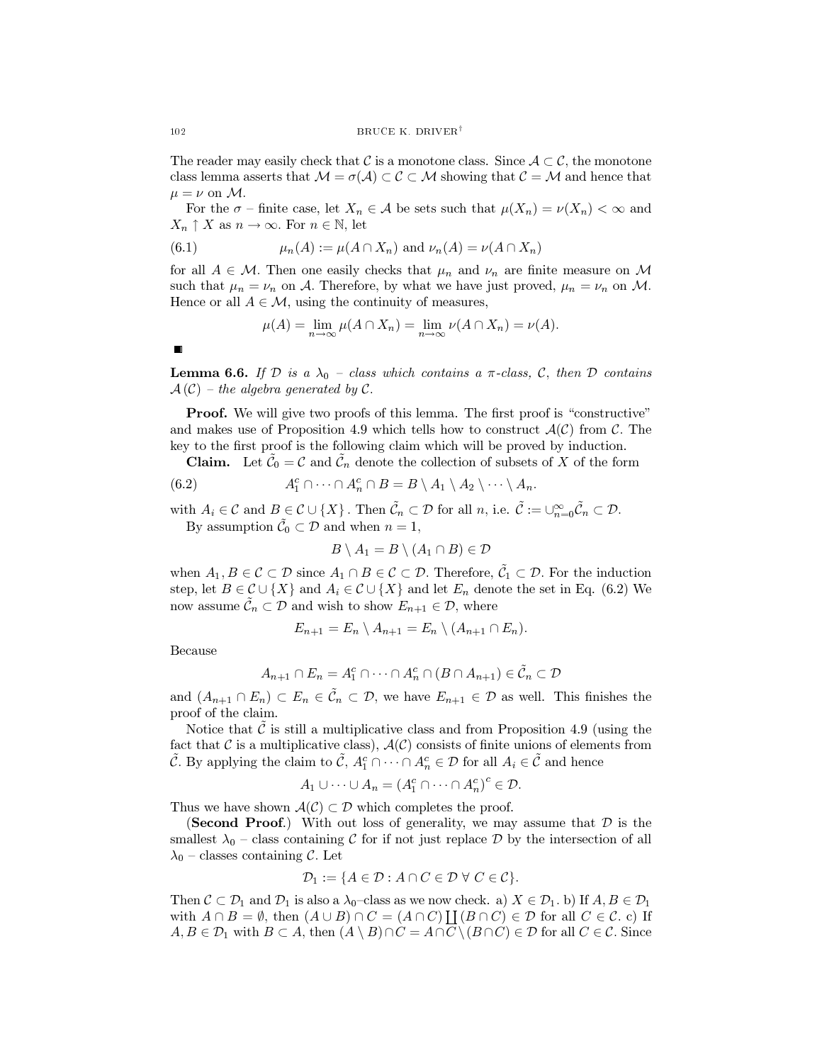The reader may easily check that $\mathcal{C}$ is a monotone class. Since $\mathcal{A} \subset \mathcal{C}$, the monotone class lemma asserts that $\mathcal{M} = \sigma(\mathcal{A}) \subset \mathcal{C} \subset \mathcal{M}$ showing that $\mathcal{C} = \mathcal{M}$ and hence that $\mu = \nu$ on $\mathcal{M}$.

For the $\sigma$ – finite case, let $X_n \in \mathcal{A}$ be sets such that $\mu(X_n) = \nu(X_n) < \infty$ and $X_n \uparrow X$ as $n \to \infty$. For $n \in \mathbb{N}$, let

$$\mu_n(A) := \mu(A \cap X_n) \text{ and } \nu_n(A) = \nu(A \cap X_n) \tag{6.1}$$

for all $A \in \mathcal{M}$. Then one easily checks that $\mu_n$ and $\nu_n$ are finite measure on $\mathcal{M}$ such that $\mu_n = \nu_n$ on $\mathcal{A}$. Therefore, by what we have just proved, $\mu_n = \nu_n$ on $\mathcal{M}$. Hence or all $A \in \mathcal{M}$, using the continuity of measures,

$$\mu(A) = \lim_{n\to\infty} \mu(A \cap X_n) = \lim_{n\to\infty} \nu(A \cap X_n) = \nu(A).$$

■

**Lemma 6.6.** *If $\mathcal{D}$ is a $\lambda_0$ – class which contains a $\pi$-class, $\mathcal{C}$, then $\mathcal{D}$ contains $\mathcal{A}(\mathcal{C})$ – the algebra generated by $\mathcal{C}$.*

**Proof.** We will give two proofs of this lemma. The first proof is "constructive" and makes use of Proposition 4.9 which tells how to construct $\mathcal{A}(\mathcal{C})$ from $\mathcal{C}$. The key to the first proof is the following claim which will be proved by induction.

**Claim.** Let $\tilde{\mathcal{C}}_0 = \mathcal{C}$ and $\tilde{\mathcal{C}}_n$ denote the collection of subsets of $X$ of the form

$$A_1^c \cap \cdots \cap A_n^c \cap B = B \setminus A_1 \setminus A_2 \setminus \cdots \setminus A_n. \tag{6.2}$$

with $A_i \in \mathcal{C}$ and $B \in \mathcal{C} \cup \{X\}$. Then $\tilde{\mathcal{C}}_n \subset \mathcal{D}$ for all $n$, i.e. $\tilde{\mathcal{C}} := \cup_{n=0}^{\infty} \tilde{\mathcal{C}}_n \subset \mathcal{D}$.

By assumption $\tilde{\mathcal{C}}_0 \subset \mathcal{D}$ and when $n = 1$,

$$B \setminus A_1 = B \setminus (A_1 \cap B) \in \mathcal{D}$$

when $A_1, B \in \mathcal{C} \subset \mathcal{D}$ since $A_1 \cap B \in \mathcal{C} \subset \mathcal{D}$. Therefore, $\tilde{\mathcal{C}}_1 \subset \mathcal{D}$. For the induction step, let $B \in \mathcal{C} \cup \{X\}$ and $A_i \in \mathcal{C} \cup \{X\}$ and let $E_n$ denote the set in Eq. (6.2) We now assume $\tilde{\mathcal{C}}_n \subset \mathcal{D}$ and wish to show $E_{n+1} \in \mathcal{D}$, where

$$E_{n+1} = E_n \setminus A_{n+1} = E_n \setminus (A_{n+1} \cap E_n).$$

Because

$$A_{n+1} \cap E_n = A_1^c \cap \cdots \cap A_n^c \cap (B \cap A_{n+1}) \in \tilde{\mathcal{C}}_n \subset \mathcal{D}$$

and $(A_{n+1} \cap E_n) \subset E_n \in \tilde{\mathcal{C}}_n \subset \mathcal{D}$, we have $E_{n+1} \in \mathcal{D}$ as well. This finishes the proof of the claim.

Notice that $\tilde{\mathcal{C}}$ is still a multiplicative class and from Proposition 4.9 (using the fact that $\mathcal{C}$ is a multiplicative class), $\mathcal{A}(\mathcal{C})$ consists of finite unions of elements from $\tilde{\mathcal{C}}$. By applying the claim to $\tilde{\mathcal{C}}$, $A_1^c \cap \cdots \cap A_n^c \in \mathcal{D}$ for all $A_i \in \tilde{\mathcal{C}}$ and hence

$$A_1 \cup \cdots \cup A_n = (A_1^c \cap \cdots \cap A_n^c)^c \in \mathcal{D}.$$

Thus we have shown $\mathcal{A}(\mathcal{C}) \subset \mathcal{D}$ which completes the proof.

(**Second Proof.**) With out loss of generality, we may assume that $\mathcal{D}$ is the smallest $\lambda_0$ – class containing $\mathcal{C}$ for if not just replace $\mathcal{D}$ by the intersection of all $\lambda_0$ – classes containing $\mathcal{C}$. Let

$$\mathcal{D}_1 := \{A \in \mathcal{D} : A \cap C \in \mathcal{D} \ \forall \ C \in \mathcal{C}\}.$$

Then $\mathcal{C} \subset \mathcal{D}_1$ and $\mathcal{D}_1$ is also a $\lambda_0$–class as we now check. a) $X \in \mathcal{D}_1$. b) If $A, B \in \mathcal{D}_1$ with $A \cap B = \emptyset$, then $(A \cup B) \cap C = (A \cap C) \coprod (B \cap C) \in \mathcal{D}$ for all $C \in \mathcal{C}$. c) If $A, B \in \mathcal{D}_1$ with $B \subset A$, then $(A \setminus B) \cap C = A \cap C \setminus (B \cap C) \in \mathcal{D}$ for all $C \in \mathcal{C}$. Since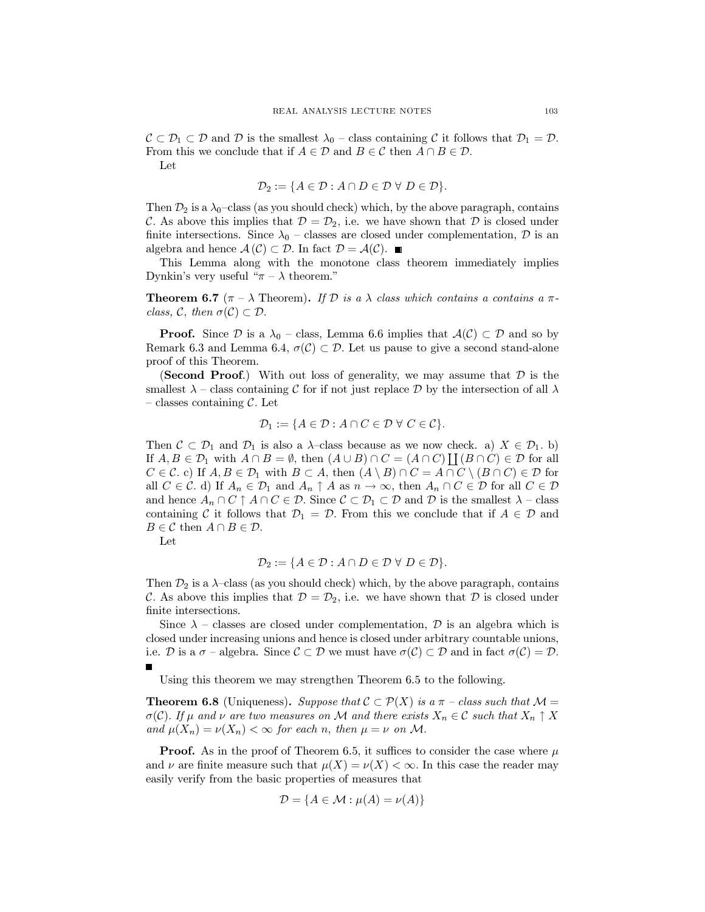$\mathcal{C} \subset \mathcal{D}_1 \subset \mathcal{D}$ and $\mathcal{D}$ is the smallest $\lambda_0$ – class containing $\mathcal{C}$ it follows that $\mathcal{D}_1 = \mathcal{D}$. From this we conclude that if $A \in \mathcal{D}$ and $B \in \mathcal{C}$ then $A \cap B \in \mathcal{D}$.

Let

$$\mathcal{D}_2 := \{A \in \mathcal{D} : A \cap D \in \mathcal{D} \ \forall \ D \in \mathcal{D}\}.$$

Then $\mathcal{D}_2$ is a $\lambda_0$–class (as you should check) which, by the above paragraph, contains $\mathcal{C}$. As above this implies that $\mathcal{D} = \mathcal{D}_2$, i.e. we have shown that $\mathcal{D}$ is closed under finite intersections. Since $\lambda_0$ – classes are closed under complementation, $\mathcal{D}$ is an algebra and hence $\mathcal{A}(\mathcal{C}) \subset \mathcal{D}$. In fact $\mathcal{D} = \mathcal{A}(\mathcal{C})$. ■

This Lemma along with the monotone class theorem immediately implies Dynkin's very useful "$\pi$ – $\lambda$ theorem."

**Theorem 6.7** ($\pi$ – $\lambda$ Theorem). *If $\mathcal{D}$ is a $\lambda$ class which contains a contains a $\pi$-class, $\mathcal{C}$, then $\sigma(\mathcal{C}) \subset \mathcal{D}$.*

**Proof.** Since $\mathcal{D}$ is a $\lambda_0$ – class, Lemma 6.6 implies that $\mathcal{A}(\mathcal{C}) \subset \mathcal{D}$ and so by Remark 6.3 and Lemma 6.4, $\sigma(\mathcal{C}) \subset \mathcal{D}$. Let us pause to give a second stand-alone proof of this Theorem.

(**Second Proof**.) With out loss of generality, we may assume that $\mathcal{D}$ is the smallest $\lambda$ – class containing $\mathcal{C}$ for if not just replace $\mathcal{D}$ by the intersection of all $\lambda$ – classes containing $\mathcal{C}$. Let

$$\mathcal{D}_1 := \{A \in \mathcal{D} : A \cap C \in \mathcal{D} \ \forall \ C \in \mathcal{C}\}.$$

Then $\mathcal{C} \subset \mathcal{D}_1$ and $\mathcal{D}_1$ is also a $\lambda$–class because as we now check. a) $X \in \mathcal{D}_1$. b) If $A, B \in \mathcal{D}_1$ with $A \cap B = \emptyset$, then $(A \cup B) \cap C = (A \cap C) \coprod (B \cap C) \in \mathcal{D}$ for all $C \in \mathcal{C}$. c) If $A, B \in \mathcal{D}_1$ with $B \subset A$, then $(A \setminus B) \cap C = A \cap C \setminus (B \cap C) \in \mathcal{D}$ for all $C \in \mathcal{C}$. d) If $A_n \in \mathcal{D}_1$ and $A_n \uparrow A$ as $n \to \infty$, then $A_n \cap C \in \mathcal{D}$ for all $C \in \mathcal{D}$ and hence $A_n \cap C \uparrow A \cap C \in \mathcal{D}$. Since $\mathcal{C} \subset \mathcal{D}_1 \subset \mathcal{D}$ and $\mathcal{D}$ is the smallest $\lambda$ – class containing $\mathcal{C}$ it follows that $\mathcal{D}_1 = \mathcal{D}$. From this we conclude that if $A \in \mathcal{D}$ and $B \in \mathcal{C}$ then $A \cap B \in \mathcal{D}$.

Let

$$\mathcal{D}_2 := \{A \in \mathcal{D} : A \cap D \in \mathcal{D} \ \forall \ D \in \mathcal{D}\}.$$

Then $\mathcal{D}_2$ is a $\lambda$–class (as you should check) which, by the above paragraph, contains $\mathcal{C}$. As above this implies that $\mathcal{D} = \mathcal{D}_2$, i.e. we have shown that $\mathcal{D}$ is closed under finite intersections.

Since $\lambda$ – classes are closed under complementation, $\mathcal{D}$ is an algebra which is closed under increasing unions and hence is closed under arbitrary countable unions, i.e. $\mathcal{D}$ is a $\sigma$ – algebra. Since $\mathcal{C} \subset \mathcal{D}$ we must have $\sigma(\mathcal{C}) \subset \mathcal{D}$ and in fact $\sigma(\mathcal{C}) = \mathcal{D}$. ■

Using this theorem we may strengthen Theorem 6.5 to the following.

**Theorem 6.8** (Uniqueness). *Suppose that $\mathcal{C} \subset \mathcal{P}(X)$ is a $\pi$ – class such that $\mathcal{M} = \sigma(\mathcal{C})$. If $\mu$ and $\nu$ are two measures on $\mathcal{M}$ and there exists $X_n \in \mathcal{C}$ such that $X_n \uparrow X$ and $\mu(X_n) = \nu(X_n) < \infty$ for each $n$, then $\mu = \nu$ on $\mathcal{M}$.*

**Proof.** As in the proof of Theorem 6.5, it suffices to consider the case where $\mu$ and $\nu$ are finite measure such that $\mu(X) = \nu(X) < \infty$. In this case the reader may easily verify from the basic properties of measures that

$$\mathcal{D} = \{A \in \mathcal{M} : \mu(A) = \nu(A)\}$$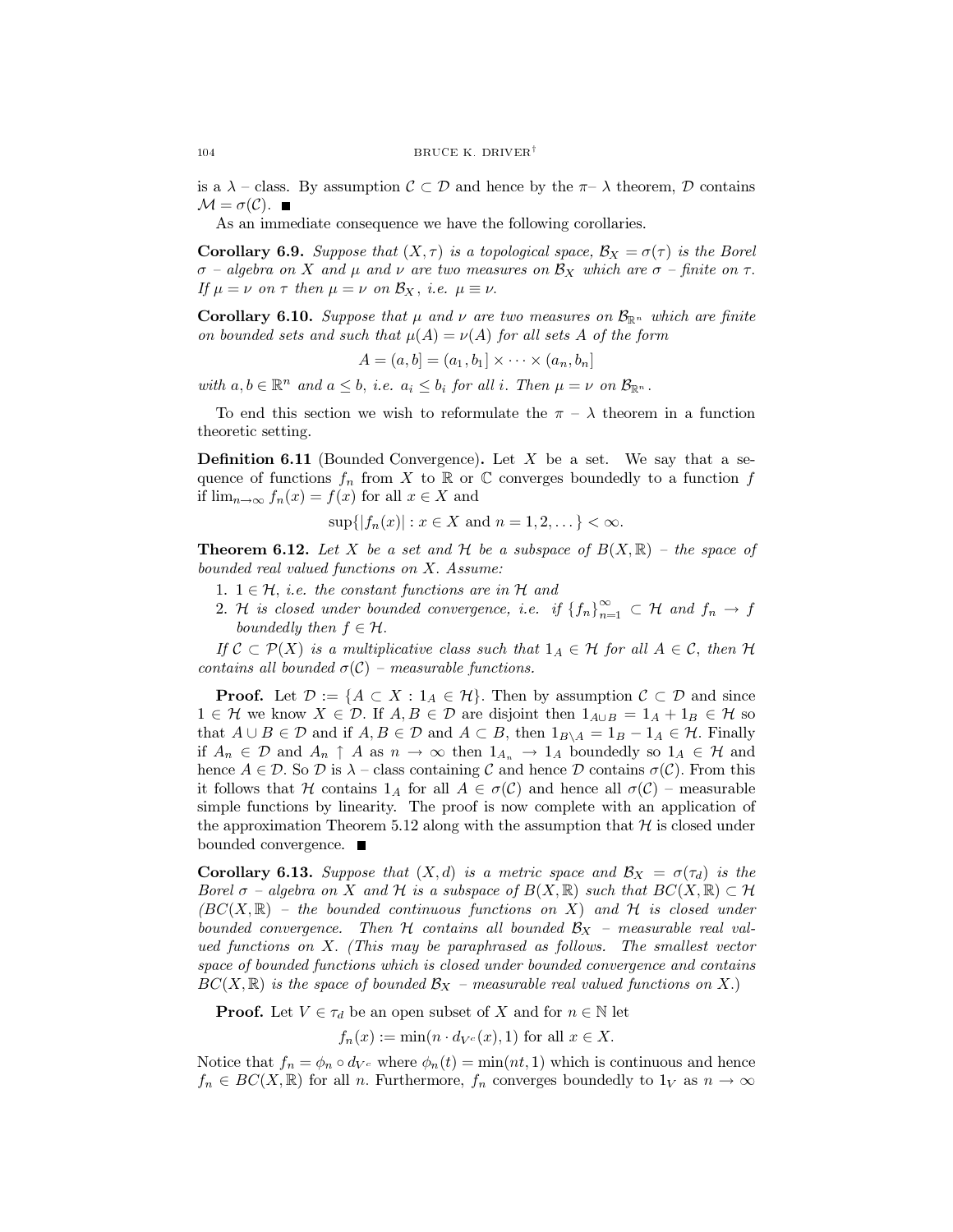is a $\lambda$ – class. By assumption $\mathcal{C} \subset \mathcal{D}$ and hence by the $\pi$– $\lambda$ theorem, $\mathcal{D}$ contains $\mathcal{M} = \sigma(\mathcal{C})$. ■

As an immediate consequence we have the following corollaries.

**Corollary 6.9.** *Suppose that $(X, \tau)$ is a topological space, $\mathcal{B}_X = \sigma(\tau)$ is the Borel $\sigma$ – algebra on $X$ and $\mu$ and $\nu$ are two measures on $\mathcal{B}_X$ which are $\sigma$ – finite on $\tau$. If $\mu = \nu$ on $\tau$ then $\mu = \nu$ on $\mathcal{B}_X$, i.e. $\mu \equiv \nu$.*

**Corollary 6.10.** *Suppose that $\mu$ and $\nu$ are two measures on $\mathcal{B}_{\mathbb{R}^n}$ which are finite on bounded sets and such that $\mu(A) = \nu(A)$ for all sets $A$ of the form*

$$A = (a, b] = (a_1, b_1] \times \cdots \times (a_n, b_n]$$

*with $a, b \in \mathbb{R}^n$ and $a \leq b$, i.e. $a_i \leq b_i$ for all $i$. Then $\mu = \nu$ on $\mathcal{B}_{\mathbb{R}^n}$.*

To end this section we wish to reformulate the $\pi$ – $\lambda$ theorem in a function theoretic setting.

**Definition 6.11** (Bounded Convergence)**.** Let $X$ be a set. We say that a sequence of functions $f_n$ from $X$ to $\mathbb{R}$ or $\mathbb{C}$ converges boundedly to a function $f$ if $\lim_{n\to\infty} f_n(x) = f(x)$ for all $x \in X$ and

$$\sup\{|f_n(x)| : x \in X \text{ and } n = 1, 2, \dots\} < \infty.$$

**Theorem 6.12.** *Let $X$ be a set and $\mathcal{H}$ be a subspace of $B(X, \mathbb{R})$ – the space of bounded real valued functions on $X$. Assume:*

1. *$1 \in \mathcal{H}$, i.e. the constant functions are in $\mathcal{H}$ and*
2. *$\mathcal{H}$ is closed under bounded convergence, i.e. if $\{f_n\}_{n=1}^{\infty} \subset \mathcal{H}$ and $f_n \to f$ boundedly then $f \in \mathcal{H}$.*

*If $\mathcal{C} \subset \mathcal{P}(X)$ is a multiplicative class such that $1_A \in \mathcal{H}$ for all $A \in \mathcal{C}$, then $\mathcal{H}$ contains all bounded $\sigma(\mathcal{C})$ – measurable functions.*

**Proof.** Let $\mathcal{D} := \{A \subset X : 1_A \in \mathcal{H}\}$. Then by assumption $\mathcal{C} \subset \mathcal{D}$ and since $1 \in \mathcal{H}$ we know $X \in \mathcal{D}$. If $A, B \in \mathcal{D}$ are disjoint then $1_{A\cup B} = 1_A + 1_B \in \mathcal{H}$ so that $A \cup B \in \mathcal{D}$ and if $A, B \in \mathcal{D}$ and $A \subset B$, then $1_{B\setminus A} = 1_B - 1_A \in \mathcal{H}$. Finally if $A_n \in \mathcal{D}$ and $A_n \uparrow A$ as $n \to \infty$ then $1_{A_n} \to 1_A$ boundedly so $1_A \in \mathcal{H}$ and hence $A \in \mathcal{D}$. So $\mathcal{D}$ is $\lambda$ – class containing $\mathcal{C}$ and hence $\mathcal{D}$ contains $\sigma(\mathcal{C})$. From this it follows that $\mathcal{H}$ contains $1_A$ for all $A \in \sigma(\mathcal{C})$ and hence all $\sigma(\mathcal{C})$ – measurable simple functions by linearity. The proof is now complete with an application of the approximation Theorem 5.12 along with the assumption that $\mathcal{H}$ is closed under bounded convergence. ■

**Corollary 6.13.** *Suppose that $(X, d)$ is a metric space and $\mathcal{B}_X = \sigma(\tau_d)$ is the Borel $\sigma$ – algebra on $X$ and $\mathcal{H}$ is a subspace of $B(X, \mathbb{R})$ such that $BC(X, \mathbb{R}) \subset \mathcal{H}$ ($BC(X, \mathbb{R})$ – the bounded continuous functions on $X$) and $\mathcal{H}$ is closed under bounded convergence. Then $\mathcal{H}$ contains all bounded $\mathcal{B}_X$ – measurable real valued functions on $X$. (This may be paraphrased as follows. The smallest vector space of bounded functions which is closed under bounded convergence and contains $BC(X, \mathbb{R})$ is the space of bounded $\mathcal{B}_X$ – measurable real valued functions on $X$.)*

**Proof.** Let $V \in \tau_d$ be an open subset of $X$ and for $n \in \mathbb{N}$ let

$$f_n(x) := \min(n \cdot d_{V^c}(x), 1) \text{ for all } x \in X.$$

Notice that $f_n = \phi_n \circ d_{V^c}$ where $\phi_n(t) = \min(nt, 1)$ which is continuous and hence $f_n \in BC(X, \mathbb{R})$ for all $n$. Furthermore, $f_n$ converges boundedly to $1_V$ as $n \to \infty$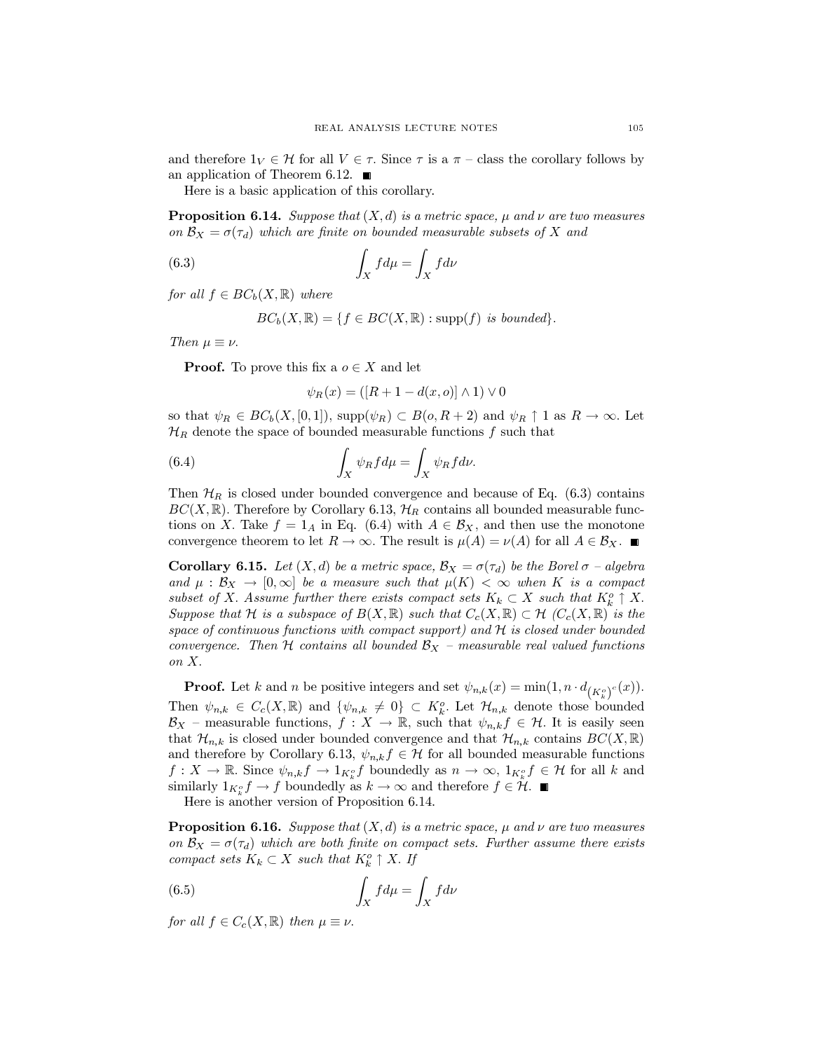and therefore $1_V \in \mathcal{H}$ for all $V \in \tau$. Since $\tau$ is a $\pi$ – class the corollary follows by an application of Theorem 6.12. ∎

Here is a basic application of this corollary.

**Proposition 6.14.** *Suppose that $(X, d)$ is a metric space, $\mu$ and $\nu$ are two measures on $\mathcal{B}_X = \sigma(\tau_d)$ which are finite on bounded measurable subsets of $X$ and*

$$\int_X f d\mu = \int_X f d\nu \tag{6.3}$$

*for all $f \in BC_b(X, \mathbb{R})$ where*

$$BC_b(X, \mathbb{R}) = \{f \in BC(X, \mathbb{R}) : \operatorname{supp}(f) \text{ is bounded}\}.$$

*Then $\mu \equiv \nu$.*

**Proof.** To prove this fix a $o \in X$ and let

$$\psi_R(x) = ([R + 1 - d(x, o)] \wedge 1) \vee 0$$

so that $\psi_R \in BC_b(X, [0, 1])$, $\operatorname{supp}(\psi_R) \subset B(o, R + 2)$ and $\psi_R \uparrow 1$ as $R \to \infty$. Let $\mathcal{H}_R$ denote the space of bounded measurable functions $f$ such that

$$\int_X \psi_R f d\mu = \int_X \psi_R f d\nu. \tag{6.4}$$

Then $\mathcal{H}_R$ is closed under bounded convergence and because of Eq. (6.3) contains $BC(X, \mathbb{R})$. Therefore by Corollary 6.13, $\mathcal{H}_R$ contains all bounded measurable functions on $X$. Take $f = 1_A$ in Eq. (6.4) with $A \in \mathcal{B}_X$, and then use the monotone convergence theorem to let $R \to \infty$. The result is $\mu(A) = \nu(A)$ for all $A \in \mathcal{B}_X$. ∎

**Corollary 6.15.** *Let $(X, d)$ be a metric space, $\mathcal{B}_X = \sigma(\tau_d)$ be the Borel $\sigma$ – algebra and $\mu : \mathcal{B}_X \to [0, \infty]$ be a measure such that $\mu(K) < \infty$ when $K$ is a compact subset of $X$. Assume further there exists compact sets $K_k \subset X$ such that $K_k^o \uparrow X$. Suppose that $\mathcal{H}$ is a subspace of $B(X, \mathbb{R})$ such that $C_c(X, \mathbb{R}) \subset \mathcal{H}$ ($C_c(X, \mathbb{R})$ is the space of continuous functions with compact support) and $\mathcal{H}$ is closed under bounded convergence. Then $\mathcal{H}$ contains all bounded $\mathcal{B}_X$ – measurable real valued functions on $X$.*

**Proof.** Let $k$ and $n$ be positive integers and set $\psi_{n,k}(x) = \min(1, n \cdot d_{(K_k^o)^c}(x))$. Then $\psi_{n,k} \in C_c(X, \mathbb{R})$ and $\{\psi_{n,k} \neq 0\} \subset K_k^o$. Let $\mathcal{H}_{n,k}$ denote those bounded $\mathcal{B}_X$ – measurable functions, $f : X \to \mathbb{R}$, such that $\psi_{n,k} f \in \mathcal{H}$. It is easily seen that $\mathcal{H}_{n,k}$ is closed under bounded convergence and that $\mathcal{H}_{n,k}$ contains $BC(X, \mathbb{R})$ and therefore by Corollary 6.13, $\psi_{n,k} f \in \mathcal{H}$ for all bounded measurable functions $f : X \to \mathbb{R}$. Since $\psi_{n,k} f \to 1_{K_k^o} f$ boundedly as $n \to \infty$, $1_{K_k^o} f \in \mathcal{H}$ for all $k$ and similarly $1_{K_k^o} f \to f$ boundedly as $k \to \infty$ and therefore $f \in \mathcal{H}$. ∎

Here is another version of Proposition 6.14.

**Proposition 6.16.** *Suppose that $(X, d)$ is a metric space, $\mu$ and $\nu$ are two measures on $\mathcal{B}_X = \sigma(\tau_d)$ which are both finite on compact sets. Further assume there exists compact sets $K_k \subset X$ such that $K_k^o \uparrow X$. If*

$$\int_X f d\mu = \int_X f d\nu \tag{6.5}$$

*for all $f \in C_c(X, \mathbb{R})$ then $\mu \equiv \nu$.*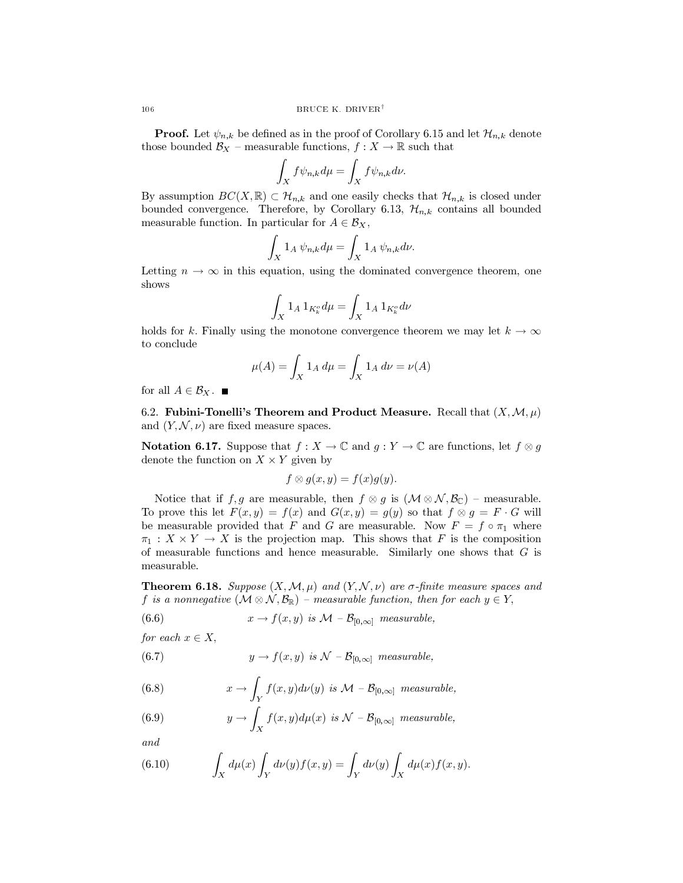**Proof.** Let $\psi_{n,k}$ be defined as in the proof of Corollary 6.15 and let $\mathcal{H}_{n,k}$ denote those bounded $\mathcal{B}_X$ – measurable functions, $f : X \to \mathbb{R}$ such that

$$\int_X f\psi_{n,k} d\mu = \int_X f\psi_{n,k} d\nu.$$

By assumption $BC(X, \mathbb{R}) \subset \mathcal{H}_{n,k}$ and one easily checks that $\mathcal{H}_{n,k}$ is closed under bounded convergence. Therefore, by Corollary 6.13, $\mathcal{H}_{n,k}$ contains all bounded measurable function. In particular for $A \in \mathcal{B}_X$,

$$\int_X 1_A \, \psi_{n,k} d\mu = \int_X 1_A \, \psi_{n,k} d\nu.$$

Letting $n \to \infty$ in this equation, using the dominated convergence theorem, one shows

$$\int_X 1_A \, 1_{K_k^o} d\mu = \int_X 1_A \, 1_{K_k^o} d\nu$$

holds for $k$. Finally using the monotone convergence theorem we may let $k \to \infty$ to conclude

$$\mu(A) = \int_X 1_A \, d\mu = \int_X 1_A \, d\nu = \nu(A)$$

for all $A \in \mathcal{B}_X$. ■

### 6.2. Fubini-Tonelli's Theorem and Product Measure.

Recall that $(X, \mathcal{M}, \mu)$ and $(Y, \mathcal{N}, \nu)$ are fixed measure spaces.

**Notation 6.17.** Suppose that $f : X \to \mathbb{C}$ and $g : Y \to \mathbb{C}$ are functions, let $f \otimes g$ denote the function on $X \times Y$ given by

$$f \otimes g(x, y) = f(x)g(y).$$

Notice that if $f, g$ are measurable, then $f \otimes g$ is $(\mathcal{M} \otimes \mathcal{N}, \mathcal{B}_{\mathbb{C}})$ – measurable. To prove this let $F(x, y) = f(x)$ and $G(x, y) = g(y)$ so that $f \otimes g = F \cdot G$ will be measurable provided that $F$ and $G$ are measurable. Now $F = f \circ \pi_1$ where $\pi_1 : X \times Y \to X$ is the projection map. This shows that $F$ is the composition of measurable functions and hence measurable. Similarly one shows that $G$ is measurable.

**Theorem 6.18.** *Suppose $(X, \mathcal{M}, \mu)$ and $(Y, \mathcal{N}, \nu)$ are $\sigma$-finite measure spaces and $f$ is a nonnegative $(\mathcal{M} \otimes \mathcal{N}, \mathcal{B}_{\mathbb{R}})$ – measurable function, then for each $y \in Y$,*

$$x \to f(x, y) \text{ is } \mathcal{M} - \mathcal{B}_{[0,\infty]} \text{ measurable,} \tag{6.6}$$

*for each $x \in X$,*

$$y \to f(x, y) \text{ is } \mathcal{N} - \mathcal{B}_{[0,\infty]} \text{ measurable,} \tag{6.7}$$

$$x \to \int_Y f(x, y) d\nu(y) \text{ is } \mathcal{M} - \mathcal{B}_{[0,\infty]} \text{ measurable,} \tag{6.8}$$

$$y \to \int_X f(x, y) d\mu(x) \text{ is } \mathcal{N} - \mathcal{B}_{[0,\infty]} \text{ measurable,} \tag{6.9}$$

*and*

$$\int_X d\mu(x) \int_Y d\nu(y) f(x, y) = \int_Y d\nu(y) \int_X d\mu(x) f(x, y). \tag{6.10}$$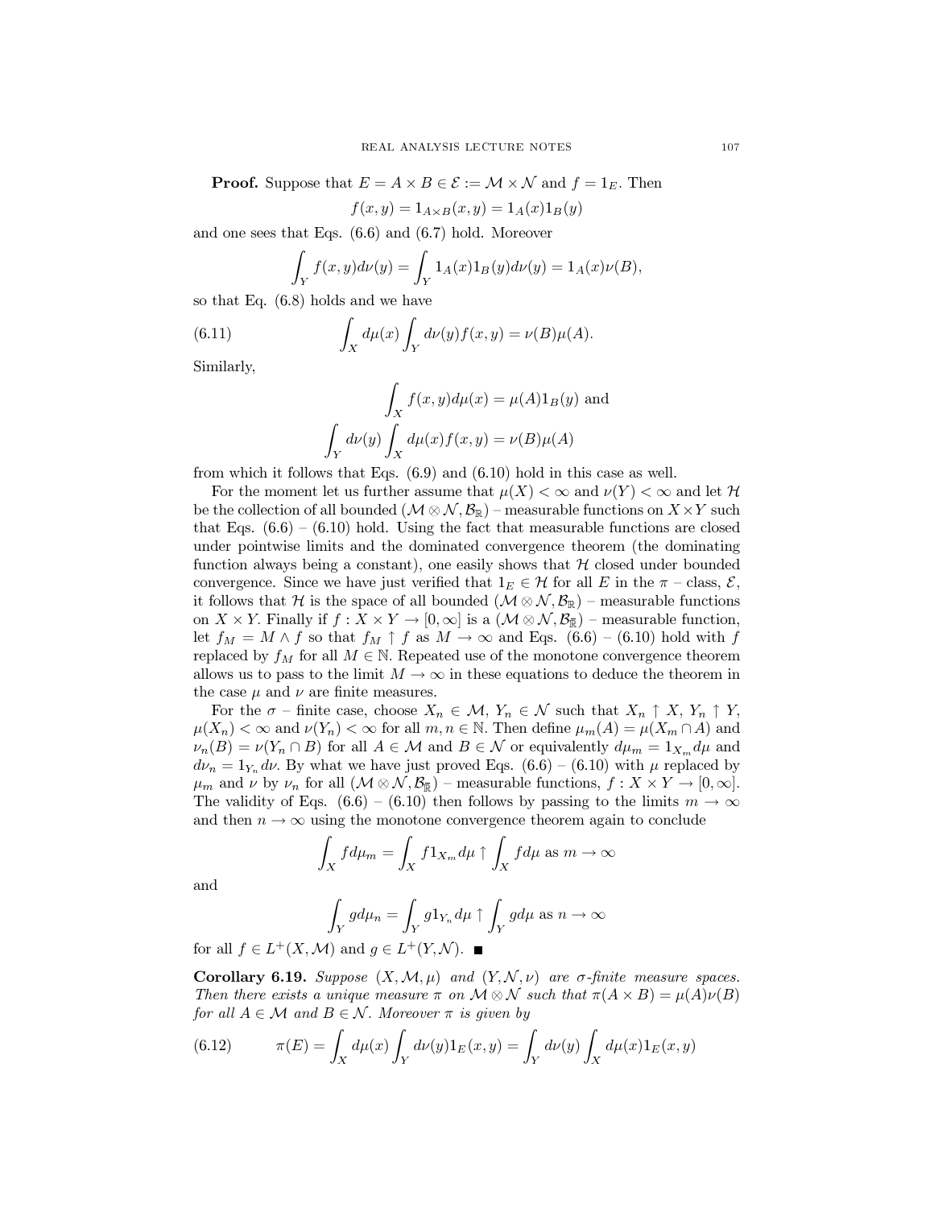**Proof.** Suppose that $E = A \times B \in \mathcal{E} := \mathcal{M} \times \mathcal{N}$ and $f = 1_E$. Then

$$f(x, y) = 1_{A\times B}(x, y) = 1_A(x)1_B(y)$$

and one sees that Eqs. (6.6) and (6.7) hold. Moreover

$$\int_Y f(x, y)d\nu(y) = \int_Y 1_A(x)1_B(y)d\nu(y) = 1_A(x)\nu(B),$$

so that Eq. (6.8) holds and we have

$$\int_X d\mu(x) \int_Y d\nu(y)f(x, y) = \nu(B)\mu(A). \tag{6.11}$$

Similarly,

$$\int_X f(x, y)d\mu(x) = \mu(A)1_B(y) \text{ and}$$

$$\int_Y d\nu(y) \int_X d\mu(x)f(x, y) = \nu(B)\mu(A)$$

from which it follows that Eqs. (6.9) and (6.10) hold in this case as well.

For the moment let us further assume that $\mu(X) < \infty$ and $\nu(Y) < \infty$ and let $\mathcal{H}$ be the collection of all bounded $(\mathcal{M} \otimes \mathcal{N}, \mathcal{B}_{\mathbb{R}})$ – measurable functions on $X \times Y$ such that Eqs. (6.6) – (6.10) hold. Using the fact that measurable functions are closed under pointwise limits and the dominated convergence theorem (the dominating function always being a constant), one easily shows that $\mathcal{H}$ closed under bounded convergence. Since we have just verified that $1_E \in \mathcal{H}$ for all $E$ in the $\pi$ – class, $\mathcal{E}$, it follows that $\mathcal{H}$ is the space of all bounded $(\mathcal{M} \otimes \mathcal{N}, \mathcal{B}_{\mathbb{R}})$ – measurable functions on $X \times Y$. Finally if $f : X \times Y \to [0, \infty]$ is a $(\mathcal{M} \otimes \mathcal{N}, \mathcal{B}_{\bar{\mathbb{R}}})$ – measurable function, let $f_M = M \wedge f$ so that $f_M \uparrow f$ as $M \to \infty$ and Eqs. (6.6) – (6.10) hold with $f$ replaced by $f_M$ for all $M \in \mathbb{N}$. Repeated use of the monotone convergence theorem allows us to pass to the limit $M \to \infty$ in these equations to deduce the theorem in the case $\mu$ and $\nu$ are finite measures.

For the $\sigma$ – finite case, choose $X_n \in \mathcal{M}$, $Y_n \in \mathcal{N}$ such that $X_n \uparrow X$, $Y_n \uparrow Y$, $\mu(X_n) < \infty$ and $\nu(Y_n) < \infty$ for all $m, n \in \mathbb{N}$. Then define $\mu_m(A) = \mu(X_m \cap A)$ and $\nu_n(B) = \nu(Y_n \cap B)$ for all $A \in \mathcal{M}$ and $B \in \mathcal{N}$ or equivalently $d\mu_m = 1_{X_m}d\mu$ and $d\nu_n = 1_{Y_n}d\nu$. By what we have just proved Eqs. (6.6) – (6.10) with $\mu$ replaced by $\mu_m$ and $\nu$ by $\nu_n$ for all $(\mathcal{M} \otimes \mathcal{N}, \mathcal{B}_{\bar{\mathbb{R}}})$ – measurable functions, $f : X \times Y \to [0, \infty]$. The validity of Eqs. (6.6) – (6.10) then follows by passing to the limits $m \to \infty$ and then $n \to \infty$ using the monotone convergence theorem again to conclude

$$\int_X f d\mu_m = \int_X f 1_{X_m} d\mu \uparrow \int_X f d\mu \text{ as } m \to \infty$$

and

$$\int_Y g d\mu_n = \int_Y g 1_{Y_n} d\mu \uparrow \int_Y g d\mu \text{ as } n \to \infty$$

for all $f \in L^+(X, \mathcal{M})$ and $g \in L^+(Y, \mathcal{N})$. ■

**Corollary 6.19.** *Suppose $(X, \mathcal{M}, \mu)$ and $(Y, \mathcal{N}, \nu)$ are $\sigma$-finite measure spaces. Then there exists a unique measure $\pi$ on $\mathcal{M} \otimes \mathcal{N}$ such that $\pi(A \times B) = \mu(A)\nu(B)$ for all $A \in \mathcal{M}$ and $B \in \mathcal{N}$. Moreover $\pi$ is given by*

$$\pi(E) = \int_X d\mu(x) \int_Y d\nu(y)1_E(x, y) = \int_Y d\nu(y) \int_X d\mu(x)1_E(x, y) \tag{6.12}$$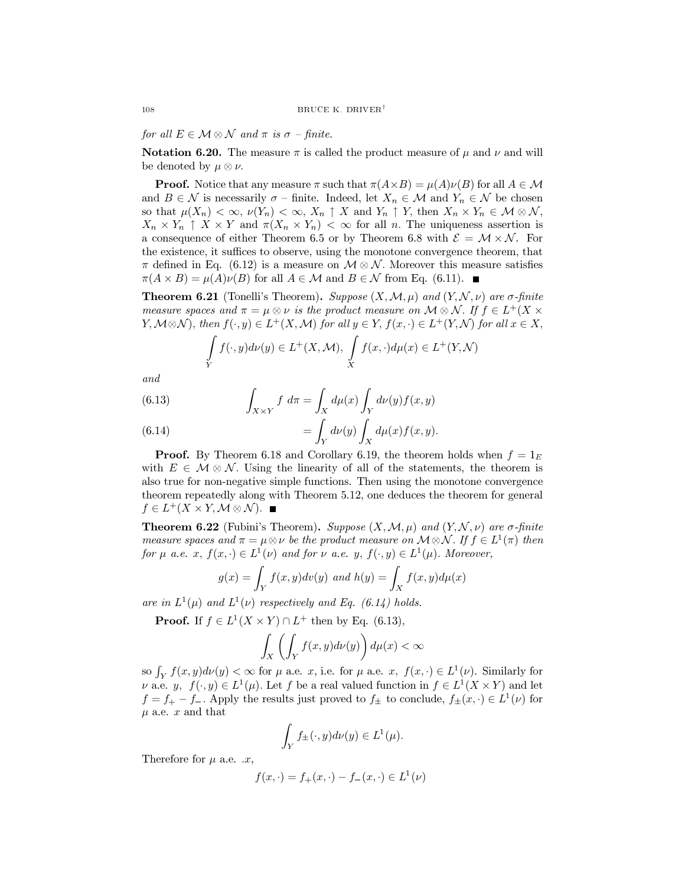*for all $E \in \mathcal{M} \otimes \mathcal{N}$ and $\pi$ is $\sigma$ – finite.*

**Notation 6.20.** The measure $\pi$ is called the product measure of $\mu$ and $\nu$ and will be denoted by $\mu \otimes \nu$.

**Proof.** Notice that any measure $\pi$ such that $\pi(A \times B) = \mu(A)\nu(B)$ for all $A \in \mathcal{M}$ and $B \in \mathcal{N}$ is necessarily $\sigma$ – finite. Indeed, let $X_n \in \mathcal{M}$ and $Y_n \in \mathcal{N}$ be chosen so that $\mu(X_n) < \infty$, $\nu(Y_n) < \infty$, $X_n \uparrow X$ and $Y_n \uparrow Y$, then $X_n \times Y_n \in \mathcal{M} \otimes \mathcal{N}$, $X_n \times Y_n \uparrow X \times Y$ and $\pi(X_n \times Y_n) < \infty$ for all $n$. The uniqueness assertion is a consequence of either Theorem 6.5 or by Theorem 6.8 with $\mathcal{E} = \mathcal{M} \times \mathcal{N}$. For the existence, it suffices to observe, using the monotone convergence theorem, that $\pi$ defined in Eq. (6.12) is a measure on $\mathcal{M} \otimes \mathcal{N}$. Moreover this measure satisfies $\pi(A \times B) = \mu(A)\nu(B)$ for all $A \in \mathcal{M}$ and $B \in \mathcal{N}$ from Eq. (6.11). ■

**Theorem 6.21** (Tonelli's Theorem)**.** *Suppose $(X, \mathcal{M}, \mu)$ and $(Y, \mathcal{N}, \nu)$ are $\sigma$-finite measure spaces and $\pi = \mu \otimes \nu$ is the product measure on $\mathcal{M} \otimes \mathcal{N}$. If $f \in L^+(X \times Y, \mathcal{M} \otimes \mathcal{N})$, then $f(\cdot, y) \in L^+(X, \mathcal{M})$ for all $y \in Y$, $f(x, \cdot) \in L^+(Y, \mathcal{N})$ for all $x \in X$,*

$$\int_Y f(\cdot, y) d\nu(y) \in L^+(X, \mathcal{M}), \ \int_X f(x, \cdot) d\mu(x) \in L^+(Y, \mathcal{N})$$

*and*

$$\int_{X \times Y} f \ d\pi = \int_X d\mu(x) \int_Y d\nu(y) f(x, y) \tag{6.13}$$

$$= \int_Y d\nu(y) \int_X d\mu(x) f(x, y). \tag{6.14}$$

**Proof.** By Theorem 6.18 and Corollary 6.19, the theorem holds when $f = 1_E$ with $E \in \mathcal{M} \otimes \mathcal{N}$. Using the linearity of all of the statements, the theorem is also true for non-negative simple functions. Then using the monotone convergence theorem repeatedly along with Theorem 5.12, one deduces the theorem for general $f \in L^+(X \times Y, \mathcal{M} \otimes \mathcal{N})$. ■

**Theorem 6.22** (Fubini's Theorem)**.** *Suppose $(X, \mathcal{M}, \mu)$ and $(Y, \mathcal{N}, \nu)$ are $\sigma$-finite measure spaces and $\pi = \mu \otimes \nu$ be the product measure on $\mathcal{M} \otimes \mathcal{N}$. If $f \in L^1(\pi)$ then for $\mu$ a.e. $x$, $f(x, \cdot) \in L^1(\nu)$ and for $\nu$ a.e. $y$, $f(\cdot, y) \in L^1(\mu)$. Moreover,*

$$g(x) = \int_Y f(x, y) dv(y) \text{ and } h(y) = \int_X f(x, y) d\mu(x)$$

*are in $L^1(\mu)$ and $L^1(\nu)$ respectively and Eq. (6.14) holds.*

**Proof.** If $f \in L^1(X \times Y) \cap L^+$ then by Eq. (6.13),

$$\int_X \left( \int_Y f(x, y) d\nu(y) \right) d\mu(x) < \infty$$

so $\int_Y f(x, y) d\nu(y) < \infty$ for $\mu$ a.e. $x$, i.e. for $\mu$ a.e. $x$, $f(x, \cdot) \in L^1(\nu)$. Similarly for $\nu$ a.e. $y$, $f(\cdot, y) \in L^1(\mu)$. Let $f$ be a real valued function in $f \in L^1(X \times Y)$ and let $f = f_+ - f_-$. Apply the results just proved to $f_\pm$ to conclude, $f_\pm(x, \cdot) \in L^1(\nu)$ for $\mu$ a.e. $x$ and that

$$\int_Y f_\pm(\cdot, y) d\nu(y) \in L^1(\mu).$$

Therefore for $\mu$ a.e. .$x$,

$$f(x, \cdot) = f_+(x, \cdot) - f_-(x, \cdot) \in L^1(\nu)$$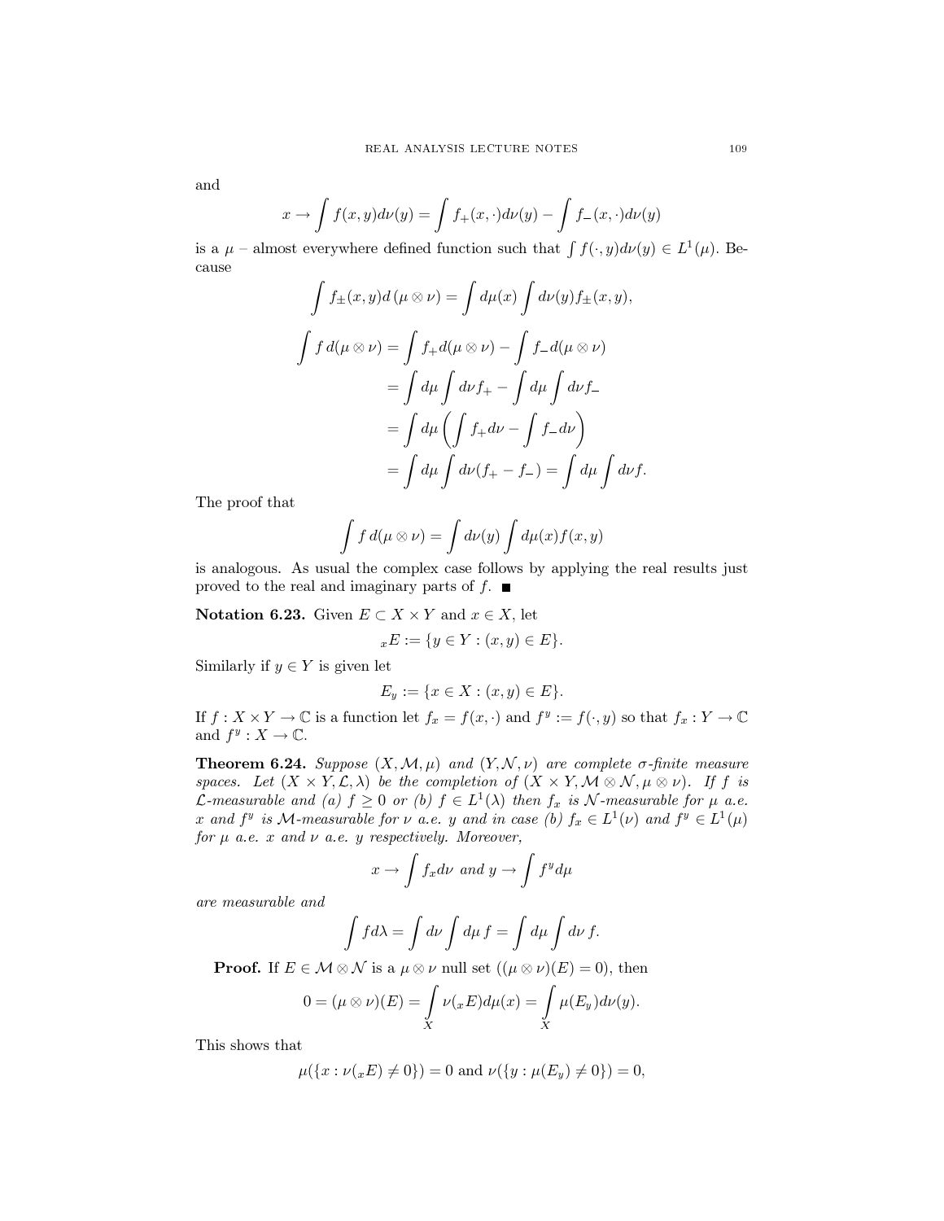and

$$x \to \int f(x,y)d\nu(y) = \int f_+(x,\cdot)d\nu(y) - \int f_-(x,\cdot)d\nu(y)$$

is a $\mu$ – almost everywhere defined function such that $\int f(\cdot,y)d\nu(y) \in L^1(\mu)$. Because

$$\int f_\pm(x,y)d\,(\mu \otimes \nu) = \int d\mu(x)\int d\nu(y) f_\pm(x,y),$$

$$\begin{aligned}
\int f\,d(\mu \otimes \nu) &= \int f_+ d(\mu \otimes \nu) - \int f_- d(\mu \otimes \nu) \\
&= \int d\mu \int d\nu f_+ - \int d\mu \int d\nu f_- \\
&= \int d\mu \left( \int f_+ d\nu - \int f_- d\nu \right) \\
&= \int d\mu \int d\nu (f_+ - f_-) = \int d\mu \int d\nu f.
\end{aligned}$$

The proof that

$$\int f\,d(\mu \otimes \nu) = \int d\nu(y) \int d\mu(x) f(x,y)$$

is analogous. As usual the complex case follows by applying the real results just proved to the real and imaginary parts of $f$. ■

**Notation 6.23.** Given $E \subset X \times Y$ and $x \in X$, let

$${}_xE := \{y \in Y : (x,y) \in E\}.$$

Similarly if $y \in Y$ is given let

$$E_y := \{x \in X : (x,y) \in E\}.$$

If $f : X \times Y \to \mathbb{C}$ is a function let $f_x = f(x,\cdot)$ and $f^y := f(\cdot,y)$ so that $f_x : Y \to \mathbb{C}$ and $f^y : X \to \mathbb{C}$.

**Theorem 6.24.** *Suppose $(X,\mathcal{M},\mu)$ and $(Y,\mathcal{N},\nu)$ are complete $\sigma$-finite measure spaces. Let $(X \times Y, \mathcal{L}, \lambda)$ be the completion of $(X \times Y, \mathcal{M} \otimes \mathcal{N}, \mu \otimes \nu)$. If $f$ is $\mathcal{L}$-measurable and (a) $f \geq 0$ or (b) $f \in L^1(\lambda)$ then $f_x$ is $\mathcal{N}$-measurable for $\mu$ a.e. $x$ and $f^y$ is $\mathcal{M}$-measurable for $\nu$ a.e. $y$ and in case (b) $f_x \in L^1(\nu)$ and $f^y \in L^1(\mu)$ for $\mu$ a.e. $x$ and $\nu$ a.e. $y$ respectively. Moreover,*

$$x \to \int f_x d\nu \text{ and } y \to \int f^y d\mu$$

*are measurable and*

$$\int f d\lambda = \int d\nu \int d\mu\, f = \int d\mu \int d\nu\, f.$$

**Proof.** If $E \in \mathcal{M} \otimes \mathcal{N}$ is a $\mu \otimes \nu$ null set ($(\mu \otimes \nu)(E) = 0$), then

$$0 = (\mu \otimes \nu)(E) = \int_X \nu({}_xE) d\mu(x) = \int_X \mu(E_y) d\nu(y).$$

This shows that

$$\mu(\{x : \nu({}_xE) \neq 0\}) = 0 \text{ and } \nu(\{y : \mu(E_y) \neq 0\}) = 0,$$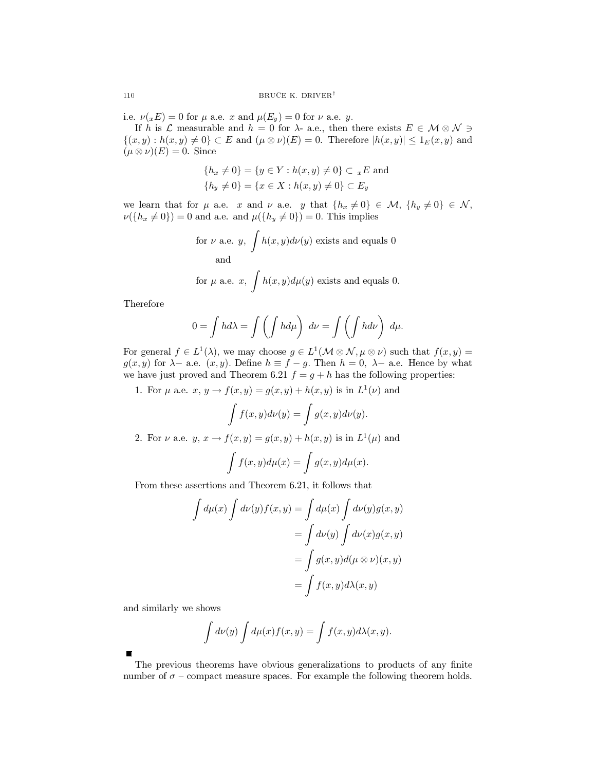i.e. $\nu({}_xE) = 0$ for $\mu$ a.e. $x$ and $\mu(E_y) = 0$ for $\nu$ a.e. $y$.

If $h$ is $\mathcal{L}$ measurable and $h = 0$ for $\lambda$- a.e., then there exists $E \in \mathcal{M} \otimes \mathcal{N} \ni \{(x, y) : h(x, y) \neq 0\} \subset E$ and $(\mu \otimes \nu)(E) = 0$. Therefore $|h(x, y)| \leq 1_E(x, y)$ and $(\mu \otimes \nu)(E) = 0$. Since

$$\{h_x \neq 0\} = \{y \in Y : h(x, y) \neq 0\} \subset {}_xE \text{ and}$$
$$\{h_y \neq 0\} = \{x \in X : h(x, y) \neq 0\} \subset E_y$$

we learn that for $\mu$ a.e. $x$ and $\nu$ a.e. $y$ that $\{h_x \neq 0\} \in \mathcal{M}$, $\{h_y \neq 0\} \in \mathcal{N}$, $\nu(\{h_x \neq 0\}) = 0$ and a.e. and $\mu(\{h_y \neq 0\}) = 0$. This implies

$$\text{for } \nu \text{ a.e. } y, \int h(x, y) d\nu(y) \text{ exists and equals } 0$$

and

$$\text{for } \mu \text{ a.e. } x, \int h(x, y) d\mu(y) \text{ exists and equals } 0.$$

Therefore

$$0 = \int h d\lambda = \int \left( \int h d\mu \right) d\nu = \int \left( \int h d\nu \right) d\mu.$$

For general $f \in L^1(\lambda)$, we may choose $g \in L^1(\mathcal{M} \otimes \mathcal{N}, \mu \otimes \nu)$ such that $f(x, y) = g(x, y)$ for $\lambda-$ a.e. $(x, y)$. Define $h \equiv f - g$. Then $h = 0$, $\lambda-$ a.e. Hence by what we have just proved and Theorem 6.21 $f = g + h$ has the following properties:

1. For $\mu$ a.e. $x$, $y \to f(x, y) = g(x, y) + h(x, y)$ is in $L^1(\nu)$ and
$$\int f(x, y) d\nu(y) = \int g(x, y) d\nu(y).$$
2. For $\nu$ a.e. $y$, $x \to f(x, y) = g(x, y) + h(x, y)$ is in $L^1(\mu)$ and
$$\int f(x, y) d\mu(x) = \int g(x, y) d\mu(x).$$

From these assertions and Theorem 6.21, it follows that

$$\begin{aligned}
\int d\mu(x) \int d\nu(y) f(x, y) &= \int d\mu(x) \int d\nu(y) g(x, y) \\
&= \int d\nu(y) \int d\nu(x) g(x, y) \\
&= \int g(x, y) d(\mu \otimes \nu)(x, y) \\
&= \int f(x, y) d\lambda(x, y)
\end{aligned}$$

and similarly we shows

$$\int d\nu(y) \int d\mu(x) f(x, y) = \int f(x, y) d\lambda(x, y).$$

■

The previous theorems have obvious generalizations to products of any finite number of $\sigma$ – compact measure spaces. For example the following theorem holds.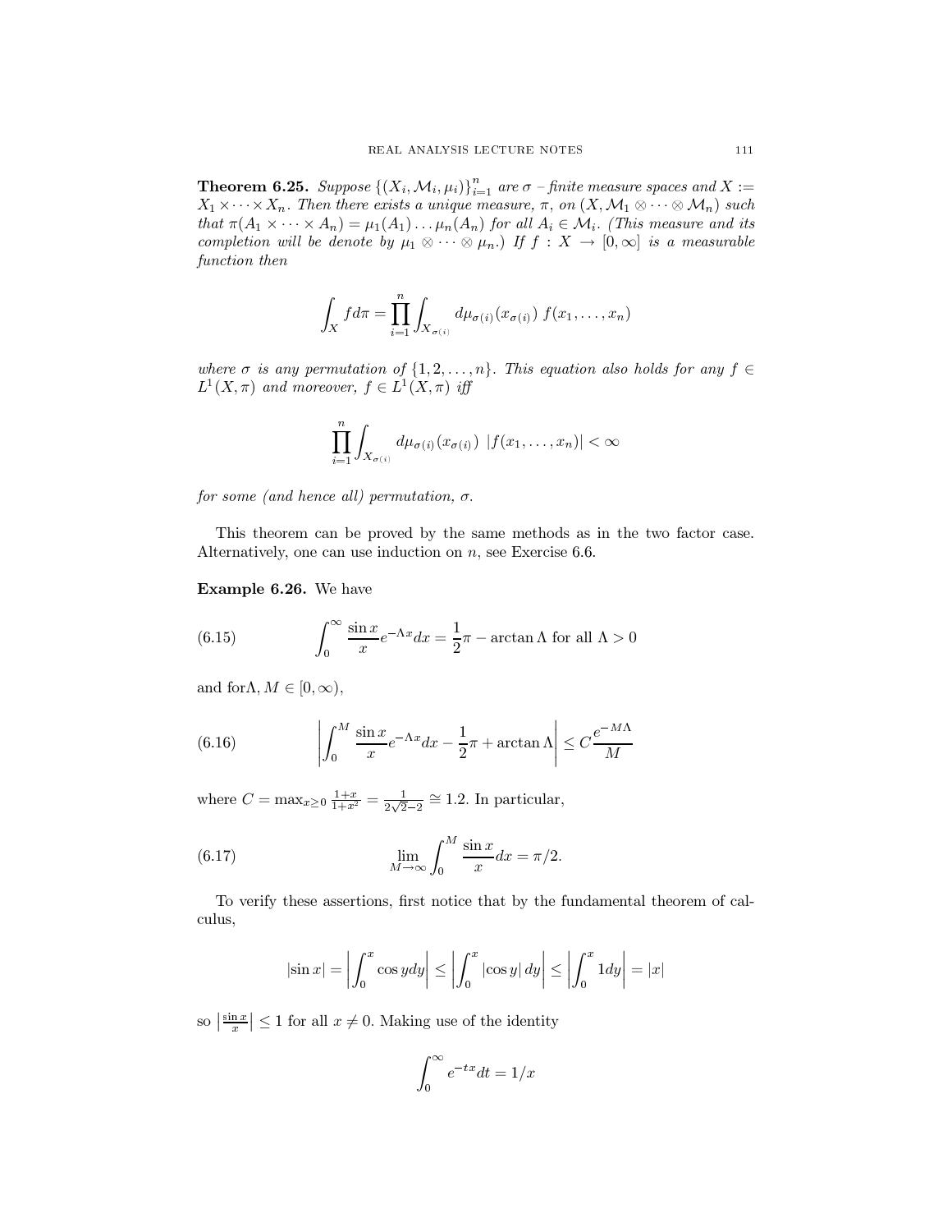**Theorem 6.25.** *Suppose $\{(X_i, \mathcal{M}_i, \mu_i)\}_{i=1}^n$ are $\sigma$ – finite measure spaces and $X := X_1 \times \cdots \times X_n$. Then there exists a unique measure, $\pi$, on $(X, \mathcal{M}_1 \otimes \cdots \otimes \mathcal{M}_n)$ such that $\pi(A_1 \times \cdots \times A_n) = \mu_1(A_1) \ldots \mu_n(A_n)$ for all $A_i \in \mathcal{M}_i$. (This measure and its completion will be denote by $\mu_1 \otimes \cdots \otimes \mu_n$.) If $f : X \to [0, \infty]$ is a measurable function then*

$$\int_X f d\pi = \prod_{i=1}^n \int_{X_{\sigma(i)}} d\mu_{\sigma(i)}(x_{\sigma(i)}) \; f(x_1, \ldots, x_n)$$

*where $\sigma$ is any permutation of $\{1, 2, \ldots, n\}$. This equation also holds for any $f \in L^1(X, \pi)$ and moreover, $f \in L^1(X, \pi)$ iff*

$$\prod_{i=1}^n \int_{X_{\sigma(i)}} d\mu_{\sigma(i)}(x_{\sigma(i)}) \; |f(x_1, \ldots, x_n)| < \infty$$

*for some (and hence all) permutation, $\sigma$.*

This theorem can be proved by the same methods as in the two factor case. Alternatively, one can use induction on $n$, see Exercise 6.6.

**Example 6.26.** We have

$$\int_0^\infty \frac{\sin x}{x} e^{-\Lambda x} dx = \frac{1}{2}\pi - \arctan \Lambda \text{ for all } \Lambda > 0 \tag{6.15}$$

and for$\Lambda, M \in [0, \infty)$,

$$\left| \int_0^M \frac{\sin x}{x} e^{-\Lambda x} dx - \frac{1}{2}\pi + \arctan \Lambda \right| \leq C \frac{e^{-M\Lambda}}{M} \tag{6.16}$$

where $C = \max_{x \geq 0} \frac{1+x}{1+x^2} = \frac{1}{2\sqrt{2}-2} \cong 1.2$. In particular,

$$\lim_{M \to \infty} \int_0^M \frac{\sin x}{x} dx = \pi/2. \tag{6.17}$$

To verify these assertions, first notice that by the fundamental theorem of calculus,

$$|\sin x| = \left| \int_0^x \cos y dy \right| \leq \left| \int_0^x |\cos y| \, dy \right| \leq \left| \int_0^x 1 dy \right| = |x|$$

so $\left|\frac{\sin x}{x}\right| \leq 1$ for all $x \neq 0$. Making use of the identity

$$\int_0^\infty e^{-tx} dt = 1/x$$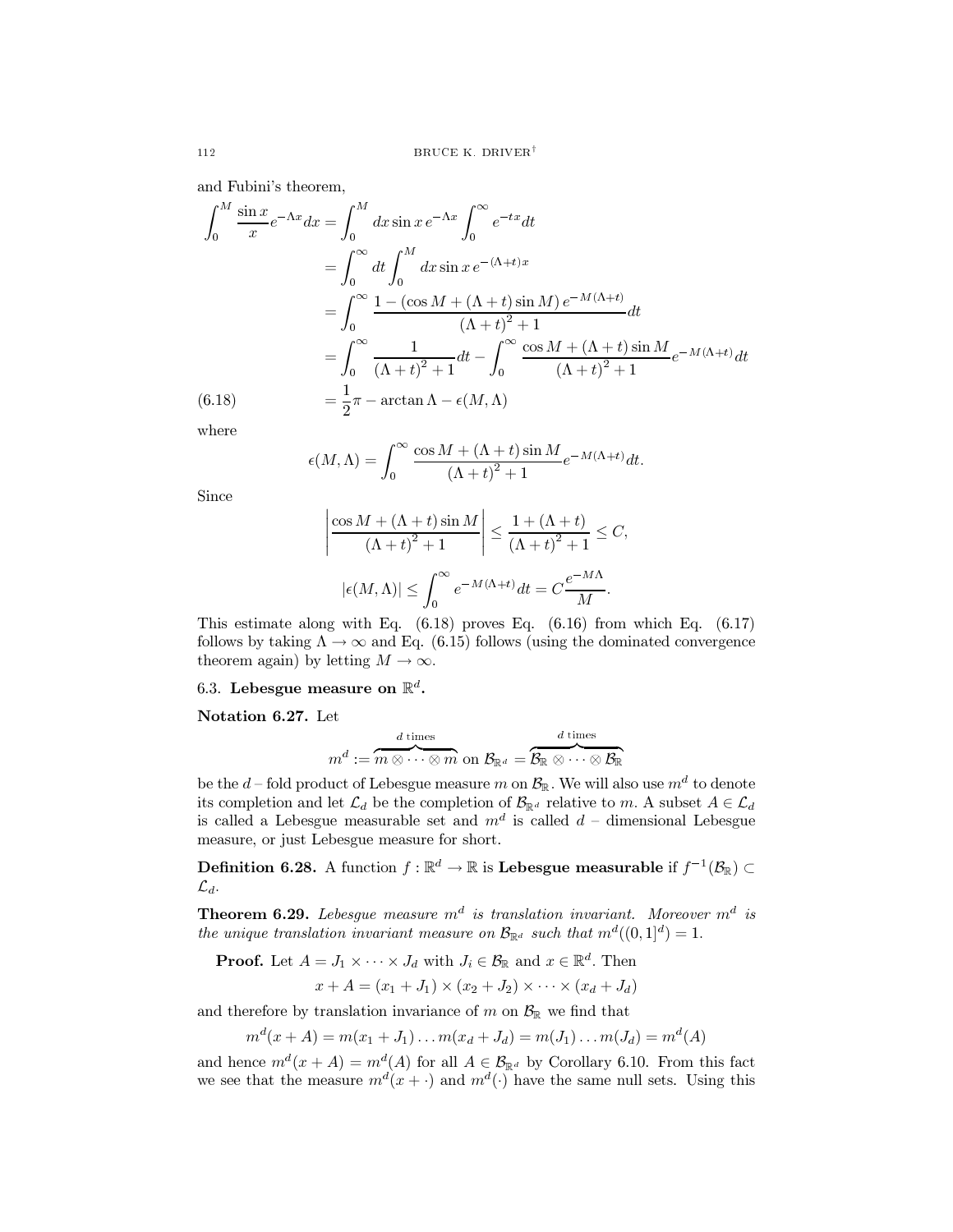and Fubini's theorem,

$$
\begin{aligned}
\int_0^M \frac{\sin x}{x} e^{-\Lambda x} dx &= \int_0^M dx \sin x \, e^{-\Lambda x} \int_0^\infty e^{-tx} dt \\
&= \int_0^\infty dt \int_0^M dx \sin x \, e^{-(\Lambda + t)x} \\
&= \int_0^\infty \frac{1 - (\cos M + (\Lambda + t)\sin M) \, e^{-M(\Lambda+t)}}{(\Lambda + t)^2 + 1} dt \\
&= \int_0^\infty \frac{1}{(\Lambda + t)^2 + 1} dt - \int_0^\infty \frac{\cos M + (\Lambda + t)\sin M}{(\Lambda + t)^2 + 1} e^{-M(\Lambda+t)} dt \\
&= \frac{1}{2}\pi - \arctan \Lambda - \epsilon(M, \Lambda) \qquad (6.18)
\end{aligned}
$$

where

$$\epsilon(M, \Lambda) = \int_0^\infty \frac{\cos M + (\Lambda + t)\sin M}{(\Lambda + t)^2 + 1} e^{-M(\Lambda+t)} dt.$$

Since

$$\left| \frac{\cos M + (\Lambda + t)\sin M}{(\Lambda + t)^2 + 1} \right| \le \frac{1 + (\Lambda + t)}{(\Lambda + t)^2 + 1} \le C,$$

$$|\epsilon(M, \Lambda)| \le \int_0^\infty e^{-M(\Lambda+t)} dt = C \frac{e^{-M\Lambda}}{M}.$$

This estimate along with Eq. (6.18) proves Eq. (6.16) from which Eq. (6.17) follows by taking $\Lambda \to \infty$ and Eq. (6.15) follows (using the dominated convergence theorem again) by letting $M \to \infty$.

## 6.3. Lebesgue measure on $\mathbb{R}^d$.

**Notation 6.27.** Let

$$m^d := \overbrace{m \otimes \cdots \otimes m}^{d \text{ times}} \text{ on } \mathcal{B}_{\mathbb{R}^d} = \overbrace{\mathcal{B}_{\mathbb{R}} \otimes \cdots \otimes \mathcal{B}_{\mathbb{R}}}^{d \text{ times}}$$

be the $d$ – fold product of Lebesgue measure $m$ on $\mathcal{B}_{\mathbb{R}}$. We will also use $m^d$ to denote its completion and let $\mathcal{L}_d$ be the completion of $\mathcal{B}_{\mathbb{R}^d}$ relative to $m$. A subset $A \in \mathcal{L}_d$ is called a Lebesgue measurable set and $m^d$ is called $d$ – dimensional Lebesgue measure, or just Lebesgue measure for short.

**Definition 6.28.** A function $f : \mathbb{R}^d \to \mathbb{R}$ is **Lebesgue measurable** if $f^{-1}(\mathcal{B}_{\mathbb{R}}) \subset \mathcal{L}_d$.

**Theorem 6.29.** *Lebesgue measure $m^d$ is translation invariant. Moreover $m^d$ is the unique translation invariant measure on $\mathcal{B}_{\mathbb{R}^d}$ such that $m^d((0,1]^d) = 1$.*

**Proof.** Let $A = J_1 \times \cdots \times J_d$ with $J_i \in \mathcal{B}_{\mathbb{R}}$ and $x \in \mathbb{R}^d$. Then

$$x + A = (x_1 + J_1) \times (x_2 + J_2) \times \cdots \times (x_d + J_d)$$

and therefore by translation invariance of $m$ on $\mathcal{B}_{\mathbb{R}}$ we find that

$$m^d(x + A) = m(x_1 + J_1) \ldots m(x_d + J_d) = m(J_1) \ldots m(J_d) = m^d(A)$$

and hence $m^d(x + A) = m^d(A)$ for all $A \in \mathcal{B}_{\mathbb{R}^d}$ by Corollary 6.10. From this fact we see that the measure $m^d(x + \cdot)$ and $m^d(\cdot)$ have the same null sets. Using this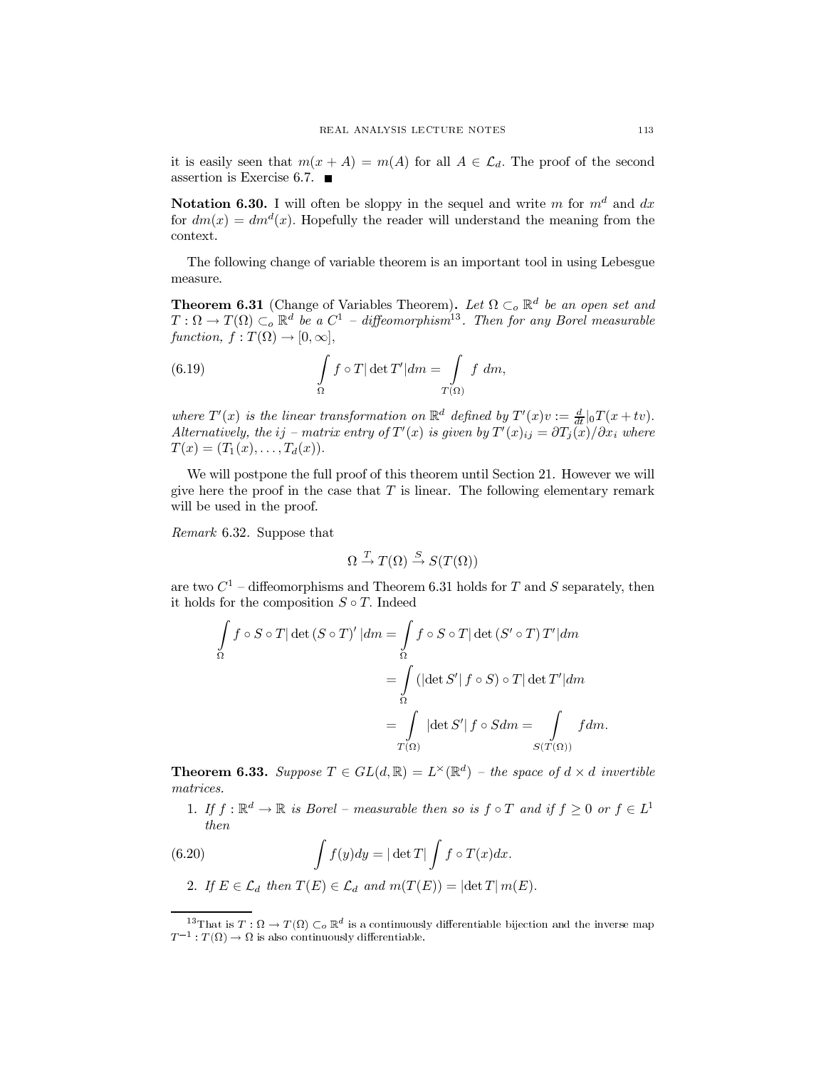it is easily seen that $m(x + A) = m(A)$ for all $A \in \mathcal{L}_d$. The proof of the second assertion is Exercise 6.7. ■

**Notation 6.30.** I will often be sloppy in the sequel and write $m$ for $m^d$ and $dx$ for $dm(x) = dm^d(x)$. Hopefully the reader will understand the meaning from the context.

The following change of variable theorem is an important tool in using Lebesgue measure.

**Theorem 6.31** (Change of Variables Theorem)**.** *Let $\Omega \subset_o \mathbb{R}^d$ be an open set and $T : \Omega \to T(\Omega) \subset_o \mathbb{R}^d$ be a $C^1$ – diffeomorphism*[13]*. Then for any Borel measurable function, $f : T(\Omega) \to [0, \infty]$,*

$$\int_{\Omega} f \circ T |\det T'| dm = \int_{T(\Omega)} f \; dm, \tag{6.19}$$

*where $T'(x)$ is the linear transformation on $\mathbb{R}^d$ defined by $T'(x)v := \frac{d}{dt}|_0 T(x + tv)$. Alternatively, the $ij$ – matrix entry of $T'(x)$ is given by $T'(x)_{ij} = \partial T_j(x)/\partial x_i$ where $T(x) = (T_1(x), \ldots, T_d(x))$.*

We will postpone the full proof of this theorem until Section 21. However we will give here the proof in the case that $T$ is linear. The following elementary remark will be used in the proof.

*Remark* 6.32. Suppose that

$$\Omega \xrightarrow{T} T(\Omega) \xrightarrow{S} S(T(\Omega))$$

are two $C^1$ – diffeomorphisms and Theorem 6.31 holds for $T$ and $S$ separately, then it holds for the composition $S \circ T$. Indeed

$$\begin{aligned}
\int_{\Omega} f \circ S \circ T |\det (S \circ T)'| dm &= \int_{\Omega} f \circ S \circ T |\det (S' \circ T) T'| dm \\
&= \int_{\Omega} (|\det S'| f \circ S) \circ T |\det T'| dm \\
&= \int_{T(\Omega)} |\det S'| f \circ S dm = \int_{S(T(\Omega))} f dm.
\end{aligned}$$

**Theorem 6.33.** *Suppose $T \in GL(d, \mathbb{R}) = L^{\times}(\mathbb{R}^d)$ – the space of $d \times d$ invertible matrices.*

1. *If $f : \mathbb{R}^d \to \mathbb{R}$ is Borel – measurable then so is $f \circ T$ and if $f \geq 0$ or $f \in L^1$ then*

$$\int f(y) dy = |\det T| \int f \circ T(x) dx. \tag{6.20}$$

2. *If $E \in \mathcal{L}_d$ then $T(E) \in \mathcal{L}_d$ and $m(T(E)) = |\det T| \, m(E)$.*

[13] That is $T : \Omega \to T(\Omega) \subset_o \mathbb{R}^d$ is a continuously differentiable bijection and the inverse map $T^{-1} : T(\Omega) \to \Omega$ is also continuously differentiable.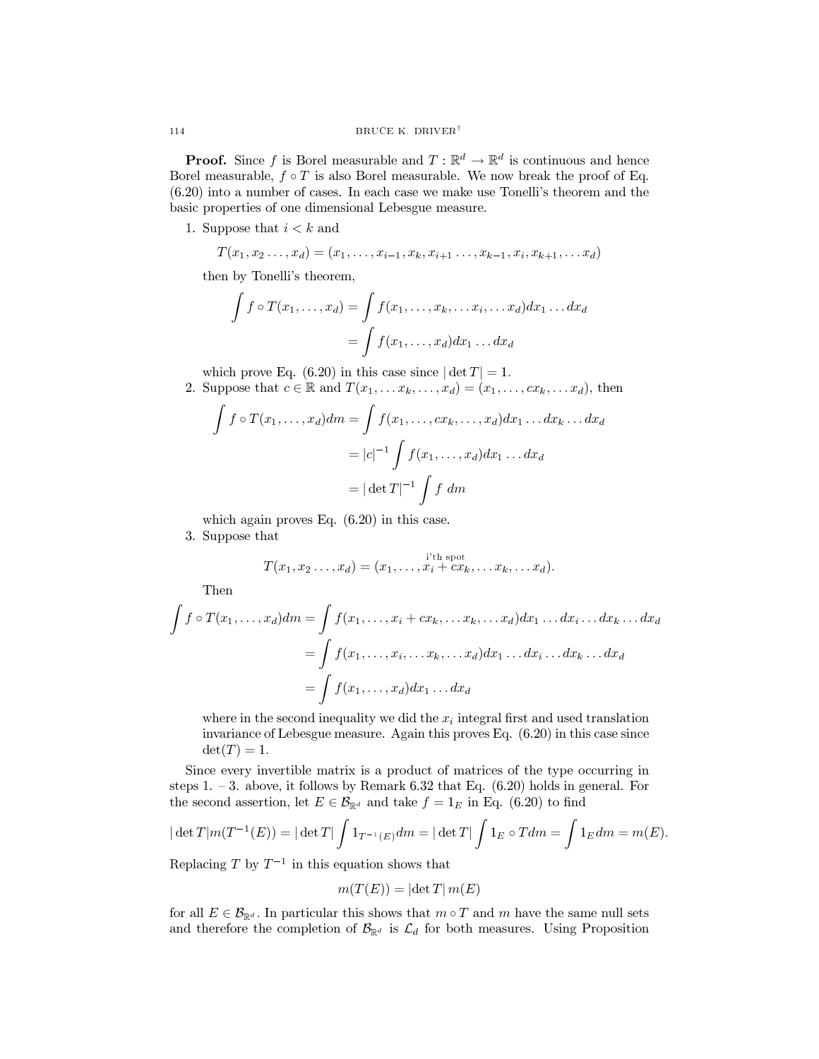**Proof.** Since $f$ is Borel measurable and $T : \mathbb{R}^d \to \mathbb{R}^d$ is continuous and hence Borel measurable, $f \circ T$ is also Borel measurable. We now break the proof of Eq. (6.20) into a number of cases. In each case we make use Tonelli's theorem and the basic properties of one dimensional Lebesgue measure.

1. Suppose that $i < k$ and

$$T(x_1, x_2 \ldots, x_d) = (x_1, \ldots, x_{i-1}, x_k, x_{i+1} \ldots, x_{k-1}, x_i, x_{k+1}, \ldots x_d)$$

then by Tonelli's theorem,

$$\begin{aligned}\int f \circ T(x_1, \ldots, x_d) &= \int f(x_1, \ldots, x_k, \ldots x_i, \ldots x_d) dx_1 \ldots dx_d \\ &= \int f(x_1, \ldots, x_d) dx_1 \ldots dx_d\end{aligned}$$

which prove Eq. (6.20) in this case since $|\det T| = 1$.

2. Suppose that $c \in \mathbb{R}$ and $T(x_1, \ldots x_k, \ldots, x_d) = (x_1, \ldots, cx_k, \ldots x_d)$, then

$$\begin{aligned}\int f \circ T(x_1, \ldots, x_d) dm &= \int f(x_1, \ldots, cx_k, \ldots, x_d) dx_1 \ldots dx_k \ldots dx_d \\ &= |c|^{-1} \int f(x_1, \ldots, x_d) dx_1 \ldots dx_d \\ &= |\det T|^{-1} \int f \, dm\end{aligned}$$

which again proves Eq. (6.20) in this case.

3. Suppose that

$$T(x_1, x_2 \ldots, x_d) = (x_1, \ldots, \overset{\text{i'th spot}}{x_i + cx_k}, \ldots x_k, \ldots x_d).$$

Then

$$\begin{aligned}\int f \circ T(x_1, \ldots, x_d) dm &= \int f(x_1, \ldots, x_i + cx_k, \ldots x_k, \ldots x_d) dx_1 \ldots dx_i \ldots dx_k \ldots dx_d \\ &= \int f(x_1, \ldots, x_i, \ldots x_k, \ldots x_d) dx_1 \ldots dx_i \ldots dx_k \ldots dx_d \\ &= \int f(x_1, \ldots, x_d) dx_1 \ldots dx_d\end{aligned}$$

where in the second inequality we did the $x_i$ integral first and used translation invariance of Lebesgue measure. Again this proves Eq. (6.20) in this case since $\det(T) = 1$.

Since every invertible matrix is a product of matrices of the type occurring in steps 1. – 3. above, it follows by Remark 6.32 that Eq. (6.20) holds in general. For the second assertion, let $E \in \mathcal{B}_{\mathbb{R}^d}$ and take $f = 1_E$ in Eq. (6.20) to find

$$|\det T| m(T^{-1}(E)) = |\det T| \int 1_{T^{-1}(E)} dm = |\det T| \int 1_E \circ T dm = \int 1_E dm = m(E).$$

Replacing $T$ by $T^{-1}$ in this equation shows that

$$m(T(E)) = |\det T| \, m(E)$$

for all $E \in \mathcal{B}_{\mathbb{R}^d}$. In particular this shows that $m \circ T$ and $m$ have the same null sets and therefore the completion of $\mathcal{B}_{\mathbb{R}^d}$ is $\mathcal{L}_d$ for both measures. Using Proposition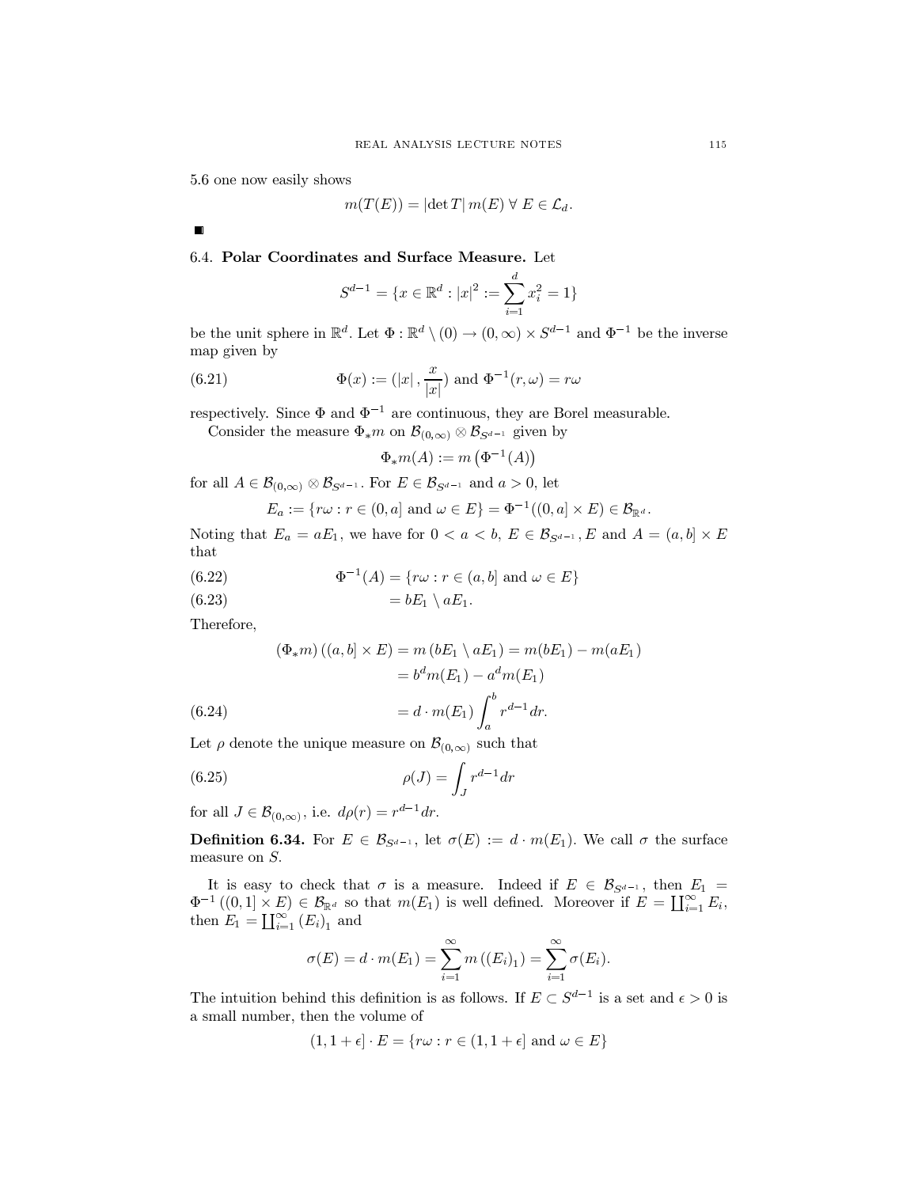5.6 one now easily shows

$$m(T(E)) = |\det T|\, m(E) \;\forall\; E \in \mathcal{L}_d.$$

■

### 6.4. Polar Coordinates and Surface Measure.

Let

$$S^{d-1} = \{x \in \mathbb{R}^d : |x|^2 := \sum_{i=1}^{d} x_i^2 = 1\}$$

be the unit sphere in $\mathbb{R}^d$. Let $\Phi : \mathbb{R}^d \setminus (0) \to (0,\infty) \times S^{d-1}$ and $\Phi^{-1}$ be the inverse map given by

$$\Phi(x) := (|x|, \frac{x}{|x|}) \text{ and } \Phi^{-1}(r,\omega) = r\omega \tag{6.21}$$

respectively. Since $\Phi$ and $\Phi^{-1}$ are continuous, they are Borel measurable.

Consider the measure $\Phi_* m$ on $\mathcal{B}_{(0,\infty)} \otimes \mathcal{B}_{S^{d-1}}$ given by

$$\Phi_* m(A) := m\left(\Phi^{-1}(A)\right)$$

for all $A \in \mathcal{B}_{(0,\infty)} \otimes \mathcal{B}_{S^{d-1}}$. For $E \in \mathcal{B}_{S^{d-1}}$ and $a > 0$, let

$$E_a := \{r\omega : r \in (0,a] \text{ and } \omega \in E\} = \Phi^{-1}((0,a] \times E) \in \mathcal{B}_{\mathbb{R}^d}.$$

Noting that $E_a = aE_1$, we have for $0 < a < b$, $E \in \mathcal{B}_{S^{d-1}}$, $E$ and $A = (a,b] \times E$ that

$$\Phi^{-1}(A) = \{r\omega : r \in (a,b] \text{ and } \omega \in E\} \tag{6.22}$$

$$= bE_1 \setminus aE_1. \tag{6.23}$$

Therefore,

$$\begin{aligned}(\Phi_* m)\left((a,b] \times E\right) &= m\left(bE_1 \setminus aE_1\right) = m(bE_1) - m(aE_1)\\ &= b^d m(E_1) - a^d m(E_1)\\ &= d \cdot m(E_1) \int_a^b r^{d-1} dr.\end{aligned} \tag{6.24}$$

Let $\rho$ denote the unique measure on $\mathcal{B}_{(0,\infty)}$ such that

$$\rho(J) = \int_J r^{d-1} dr \tag{6.25}$$

for all $J \in \mathcal{B}_{(0,\infty)}$, i.e. $d\rho(r) = r^{d-1}dr$.

**Definition 6.34.** For $E \in \mathcal{B}_{S^{d-1}}$, let $\sigma(E) := d \cdot m(E_1)$. We call $\sigma$ the surface measure on $S$.

It is easy to check that $\sigma$ is a measure. Indeed if $E \in \mathcal{B}_{S^{d-1}}$, then $E_1 = \Phi^{-1}\left((0,1] \times E\right) \in \mathcal{B}_{\mathbb{R}^d}$ so that $m(E_1)$ is well defined. Moreover if $E = \coprod_{i=1}^{\infty} E_i$, then $E_1 = \coprod_{i=1}^{\infty} (E_i)_1$ and

$$\sigma(E) = d \cdot m(E_1) = \sum_{i=1}^{\infty} m\left((E_i)_1\right) = \sum_{i=1}^{\infty} \sigma(E_i).$$

The intuition behind this definition is as follows. If $E \subset S^{d-1}$ is a set and $\epsilon > 0$ is a small number, then the volume of

$$(1, 1+\epsilon] \cdot E = \{r\omega : r \in (1, 1+\epsilon] \text{ and } \omega \in E\}$$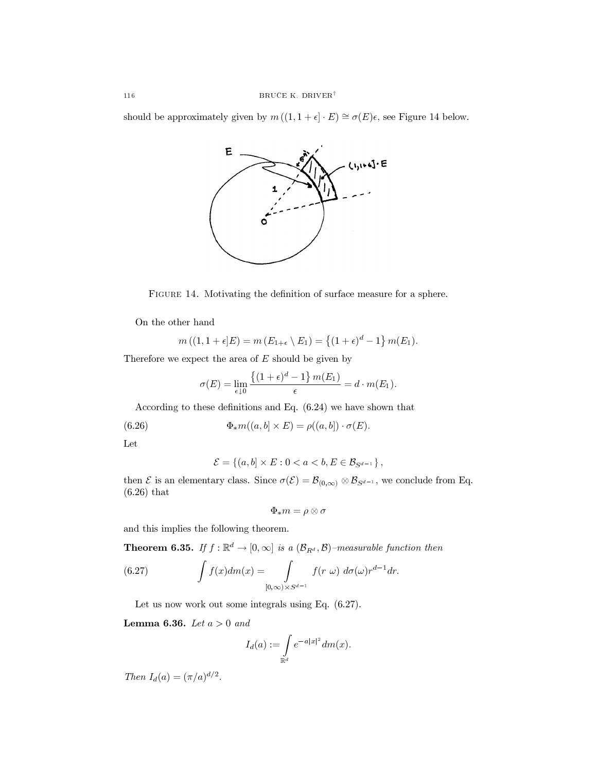should be approximately given by $m((1, 1+\epsilon] \cdot E) \cong \sigma(E)\epsilon$, see Figure 14 below.

FIGURE 14. Motivating the definition of surface measure for a sphere.

On the other hand

$$m((1, 1+\epsilon]E) = m(E_{1+\epsilon} \setminus E_1) = \left\{(1+\epsilon)^d - 1\right\} m(E_1).$$

Therefore we expect the area of $E$ should be given by

$$\sigma(E) = \lim_{\epsilon \downarrow 0} \frac{\left\{(1+\epsilon)^d - 1\right\} m(E_1)}{\epsilon} = d \cdot m(E_1).$$

According to these definitions and Eq. (6.24) we have shown that

$$\Phi_* m((a, b] \times E) = \rho((a, b]) \cdot \sigma(E). \tag{6.26}$$

Let

$$\mathcal{E} = \left\{(a, b] \times E : 0 < a < b, E \in \mathcal{B}_{S^{d-1}}\right\},$$

then $\mathcal{E}$ is an elementary class. Since $\sigma(\mathcal{E}) = \mathcal{B}_{(0,\infty)} \otimes \mathcal{B}_{S^{d-1}}$, we conclude from Eq. (6.26) that

$$\Phi_* m = \rho \otimes \sigma$$

and this implies the following theorem.

**Theorem 6.35.** *If $f : \mathbb{R}^d \to [0, \infty]$ is a $(\mathcal{B}_{R^d}, \mathcal{B})$–measurable function then*

$$\int f(x) dm(x) = \int\limits_{[0,\infty) \times S^{d-1}} f(r\ \omega)\ d\sigma(\omega) r^{d-1} dr. \tag{6.27}$$

Let us now work out some integrals using Eq. (6.27).

**Lemma 6.36.** *Let $a > 0$ and*

$$I_d(a) := \int\limits_{\mathbb{R}^d} e^{-a|x|^2} dm(x).$$

*Then $I_d(a) = (\pi/a)^{d/2}$.*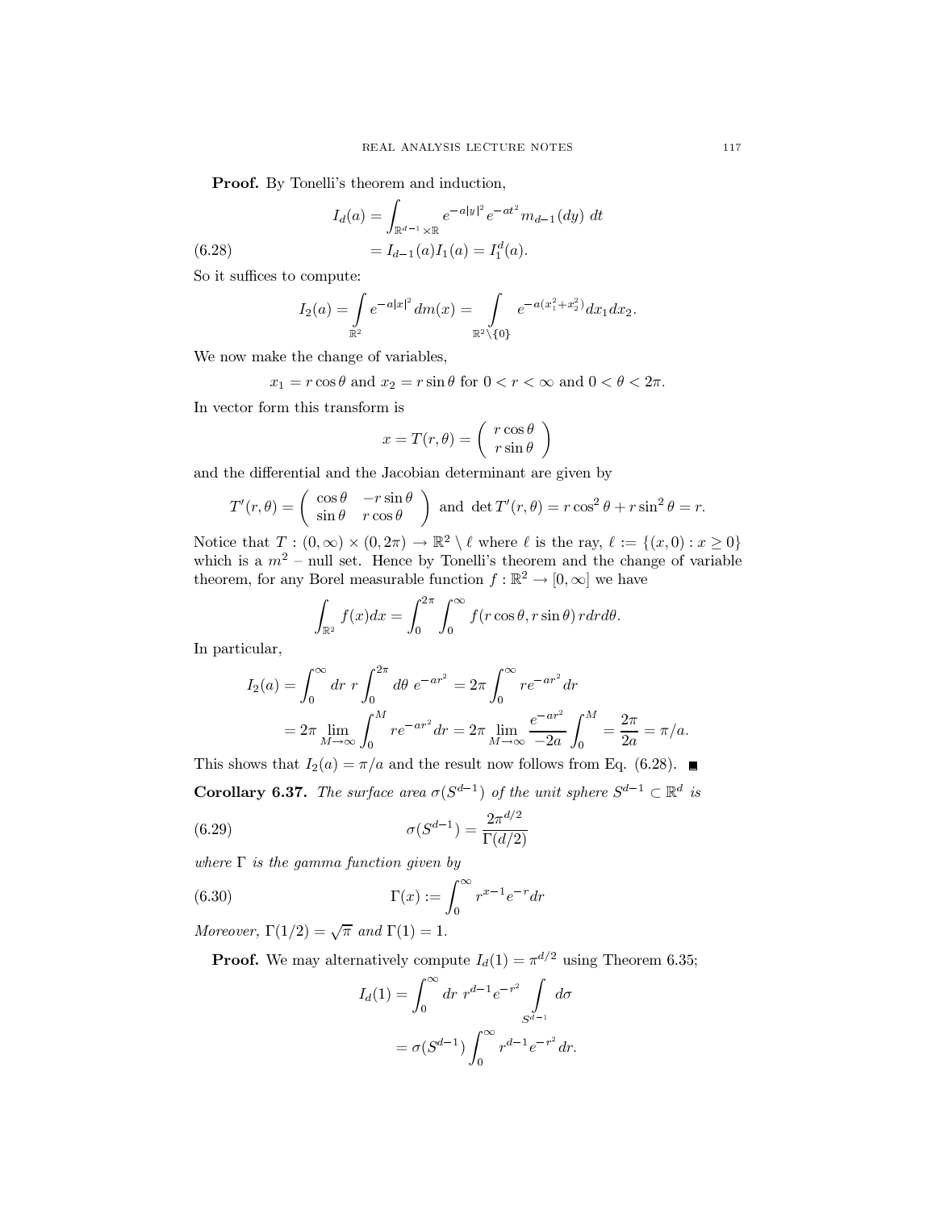**Proof.** By Tonelli's theorem and induction,

$$I_d(a) = \int_{\mathbb{R}^{d-1}\times\mathbb{R}} e^{-a|y|^2} e^{-at^2} m_{d-1}(dy)\ dt$$

$$= I_{d-1}(a) I_1(a) = I_1^d(a). \tag{6.28}$$

So it suffices to compute:

$$I_2(a) = \int_{\mathbb{R}^2} e^{-a|x|^2} dm(x) = \int_{\mathbb{R}^2\setminus\{0\}} e^{-a(x_1^2+x_2^2)} dx_1 dx_2.$$

We now make the change of variables,

$$x_1 = r\cos\theta \text{ and } x_2 = r\sin\theta \text{ for } 0 < r < \infty \text{ and } 0 < \theta < 2\pi.$$

In vector form this transform is

$$x = T(r,\theta) = \begin{pmatrix} r\cos\theta \\ r\sin\theta \end{pmatrix}$$

and the differential and the Jacobian determinant are given by

$$T'(r,\theta) = \begin{pmatrix} \cos\theta & -r\sin\theta \\ \sin\theta & r\cos\theta \end{pmatrix} \text{ and } \det T'(r,\theta) = r\cos^2\theta + r\sin^2\theta = r.$$

Notice that $T : (0,\infty)\times(0,2\pi) \to \mathbb{R}^2 \setminus \ell$ where $\ell$ is the ray, $\ell := \{(x,0) : x \geq 0\}$ which is a $m^2$ – null set. Hence by Tonelli's theorem and the change of variable theorem, for any Borel measurable function $f : \mathbb{R}^2 \to [0,\infty]$ we have

$$\int_{\mathbb{R}^2} f(x)dx = \int_0^{2\pi}\int_0^\infty f(r\cos\theta, r\sin\theta)\, r dr d\theta.$$

In particular,

$$I_2(a) = \int_0^\infty dr\ r\int_0^{2\pi} d\theta\ e^{-ar^2} = 2\pi\int_0^\infty re^{-ar^2} dr$$

$$= 2\pi\lim_{M\to\infty}\int_0^M re^{-ar^2} dr = 2\pi\lim_{M\to\infty}\frac{e^{-ar^2}}{-2a}\int_0^M = \frac{2\pi}{2a} = \pi/a.$$

This shows that $I_2(a) = \pi/a$ and the result now follows from Eq. (6.28). ∎

**Corollary 6.37.** *The surface area $\sigma(S^{d-1})$ of the unit sphere $S^{d-1} \subset \mathbb{R}^d$ is*

$$\sigma(S^{d-1}) = \frac{2\pi^{d/2}}{\Gamma(d/2)} \tag{6.29}$$

*where $\Gamma$ is the gamma function given by*

$$\Gamma(x) := \int_0^\infty r^{x-1}e^{-r}dr \tag{6.30}$$

*Moreover, $\Gamma(1/2) = \sqrt{\pi}$ and $\Gamma(1) = 1$.*

**Proof.** We may alternatively compute $I_d(1) = \pi^{d/2}$ using Theorem 6.35;

$$I_d(1) = \int_0^\infty dr\ r^{d-1}e^{-r^2}\int_{S^{d-1}} d\sigma$$

$$= \sigma(S^{d-1})\int_0^\infty r^{d-1}e^{-r^2} dr.$$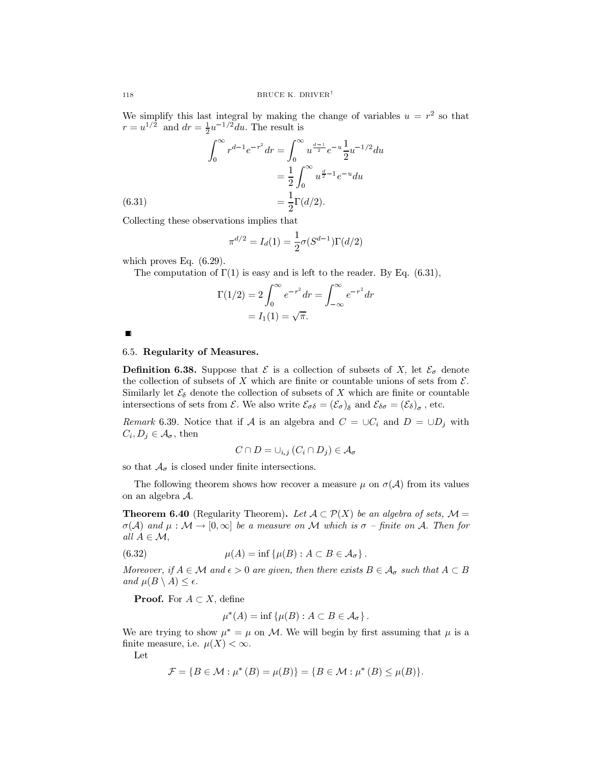We simplify this last integral by making the change of variables $u = r^2$ so that $r = u^{1/2}$ and $dr = \frac{1}{2}u^{-1/2}du$. The result is

$$\begin{aligned}\int_0^\infty r^{d-1}e^{-r^2}dr &= \int_0^\infty u^{\frac{d-1}{2}}e^{-u}\frac{1}{2}u^{-1/2}du \\ &= \frac{1}{2}\int_0^\infty u^{\frac{d}{2}-1}e^{-u}du \\ &= \frac{1}{2}\Gamma(d/2). \end{aligned} \tag{6.31}$$

Collecting these observations implies that

$$\pi^{d/2} = I_d(1) = \frac{1}{2}\sigma(S^{d-1})\Gamma(d/2)$$

which proves Eq. (6.29).

The computation of $\Gamma(1)$ is easy and is left to the reader. By Eq. (6.31),

$$\begin{aligned}\Gamma(1/2) &= 2\int_0^\infty e^{-r^2}dr = \int_{-\infty}^\infty e^{-r^2}dr \\ &= I_1(1) = \sqrt{\pi}.\end{aligned}$$

■

### 6.5. Regularity of Measures.

**Definition 6.38.** Suppose that $\mathcal{E}$ is a collection of subsets of $X$, let $\mathcal{E}_\sigma$ denote the collection of subsets of $X$ which are finite or countable unions of sets from $\mathcal{E}$. Similarly let $\mathcal{E}_\delta$ denote the collection of subsets of $X$ which are finite or countable intersections of sets from $\mathcal{E}$. We also write $\mathcal{E}_{\sigma\delta} = (\mathcal{E}_\sigma)_\delta$ and $\mathcal{E}_{\delta\sigma} = (\mathcal{E}_\delta)_\sigma$, etc.

*Remark* 6.39. Notice that if $\mathcal{A}$ is an algebra and $C = \cup C_i$ and $D = \cup D_j$ with $C_i, D_j \in \mathcal{A}_\sigma$, then

$$C \cap D = \cup_{i,j}(C_i \cap D_j) \in \mathcal{A}_\sigma$$

so that $\mathcal{A}_\sigma$ is closed under finite intersections.

The following theorem shows how recover a measure $\mu$ on $\sigma(\mathcal{A})$ from its values on an algebra $\mathcal{A}$.

**Theorem 6.40** (Regularity Theorem)**.** *Let $\mathcal{A} \subset \mathcal{P}(X)$ be an algebra of sets, $\mathcal{M} = \sigma(\mathcal{A})$ and $\mu : \mathcal{M} \to [0, \infty]$ be a measure on $\mathcal{M}$ which is $\sigma$ – finite on $\mathcal{A}$. Then for all $A \in \mathcal{M}$,*

$$\mu(A) = \inf\{\mu(B) : A \subset B \in \mathcal{A}_\sigma\}. \tag{6.32}$$

*Moreover, if $A \in \mathcal{M}$ and $\epsilon > 0$ are given, then there exists $B \in \mathcal{A}_\sigma$ such that $A \subset B$ and $\mu(B \setminus A) \le \epsilon$.*

**Proof.** For $A \subset X$, define

$$\mu^*(A) = \inf\{\mu(B) : A \subset B \in \mathcal{A}_\sigma\}.$$

We are trying to show $\mu^* = \mu$ on $\mathcal{M}$. We will begin by first assuming that $\mu$ is a finite measure, i.e. $\mu(X) < \infty$.

Let

$$\mathcal{F} = \{B \in \mathcal{M} : \mu^*(B) = \mu(B)\} = \{B \in \mathcal{M} : \mu^*(B) \le \mu(B)\}.$$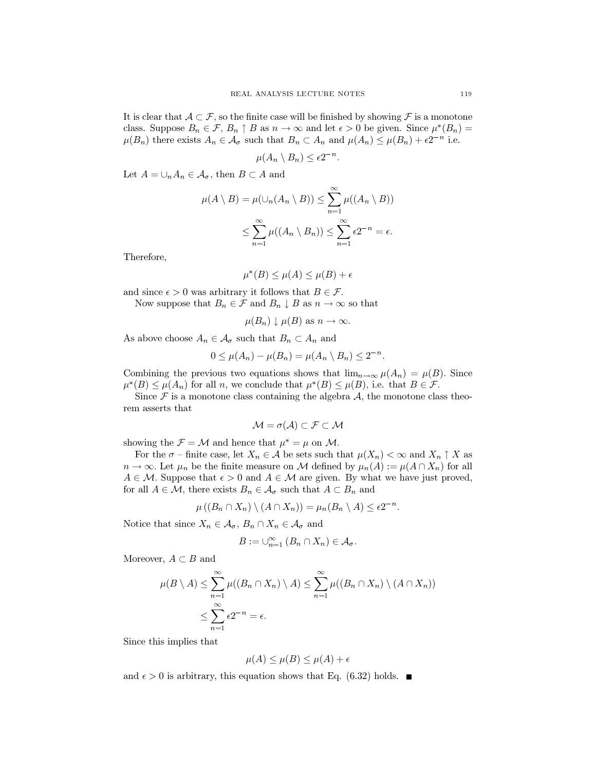It is clear that $\mathcal{A} \subset \mathcal{F}$, so the finite case will be finished by showing $\mathcal{F}$ is a monotone class. Suppose $B_n \in \mathcal{F}$, $B_n \uparrow B$ as $n \to \infty$ and let $\epsilon > 0$ be given. Since $\mu^*(B_n) = \mu(B_n)$ there exists $A_n \in \mathcal{A}_\sigma$ such that $B_n \subset A_n$ and $\mu(A_n) \le \mu(B_n) + \epsilon 2^{-n}$ i.e.

$$\mu(A_n \setminus B_n) \le \epsilon 2^{-n}.$$

Let $A = \cup_n A_n \in \mathcal{A}_\sigma$, then $B \subset A$ and

$$\mu(A \setminus B) = \mu(\cup_n (A_n \setminus B)) \le \sum_{n=1}^\infty \mu((A_n \setminus B))$$
$$\le \sum_{n=1}^\infty \mu((A_n \setminus B_n)) \le \sum_{n=1}^\infty \epsilon 2^{-n} = \epsilon.$$

Therefore,

$$\mu^*(B) \le \mu(A) \le \mu(B) + \epsilon$$

and since $\epsilon > 0$ was arbitrary it follows that $B \in \mathcal{F}$.

Now suppose that $B_n \in \mathcal{F}$ and $B_n \downarrow B$ as $n \to \infty$ so that

$$\mu(B_n) \downarrow \mu(B) \text{ as } n \to \infty.$$

As above choose $A_n \in \mathcal{A}_\sigma$ such that $B_n \subset A_n$ and

$$0 \le \mu(A_n) - \mu(B_n) = \mu(A_n \setminus B_n) \le 2^{-n}.$$

Combining the previous two equations shows that $\lim_{n\to\infty} \mu(A_n) = \mu(B)$. Since $\mu^*(B) \le \mu(A_n)$ for all $n$, we conclude that $\mu^*(B) \le \mu(B)$, i.e. that $B \in \mathcal{F}$.

Since $\mathcal{F}$ is a monotone class containing the algebra $\mathcal{A}$, the monotone class theorem asserts that

$$\mathcal{M} = \sigma(\mathcal{A}) \subset \mathcal{F} \subset \mathcal{M}$$

showing the $\mathcal{F} = \mathcal{M}$ and hence that $\mu^* = \mu$ on $\mathcal{M}$.

For the $\sigma$ – finite case, let $X_n \in \mathcal{A}$ be sets such that $\mu(X_n) < \infty$ and $X_n \uparrow X$ as $n \to \infty$. Let $\mu_n$ be the finite measure on $\mathcal{M}$ defined by $\mu_n(A) := \mu(A \cap X_n)$ for all $A \in \mathcal{M}$. Suppose that $\epsilon > 0$ and $A \in \mathcal{M}$ are given. By what we have just proved, for all $A \in \mathcal{M}$, there exists $B_n \in \mathcal{A}_\sigma$ such that $A \subset B_n$ and

$$\mu\left((B_n \cap X_n) \setminus (A \cap X_n)\right) = \mu_n(B_n \setminus A) \le \epsilon 2^{-n}.$$

Notice that since $X_n \in \mathcal{A}_\sigma$, $B_n \cap X_n \in \mathcal{A}_\sigma$ and

$$B := \cup_{n=1}^\infty (B_n \cap X_n) \in \mathcal{A}_\sigma.$$

Moreover, $A \subset B$ and

$$\mu(B \setminus A) \le \sum_{n=1}^\infty \mu((B_n \cap X_n) \setminus A) \le \sum_{n=1}^\infty \mu((B_n \cap X_n) \setminus (A \cap X_n))$$
$$\le \sum_{n=1}^\infty \epsilon 2^{-n} = \epsilon.$$

Since this implies that

$$\mu(A) \le \mu(B) \le \mu(A) + \epsilon$$

and $\epsilon > 0$ is arbitrary, this equation shows that Eq. (6.32) holds. ■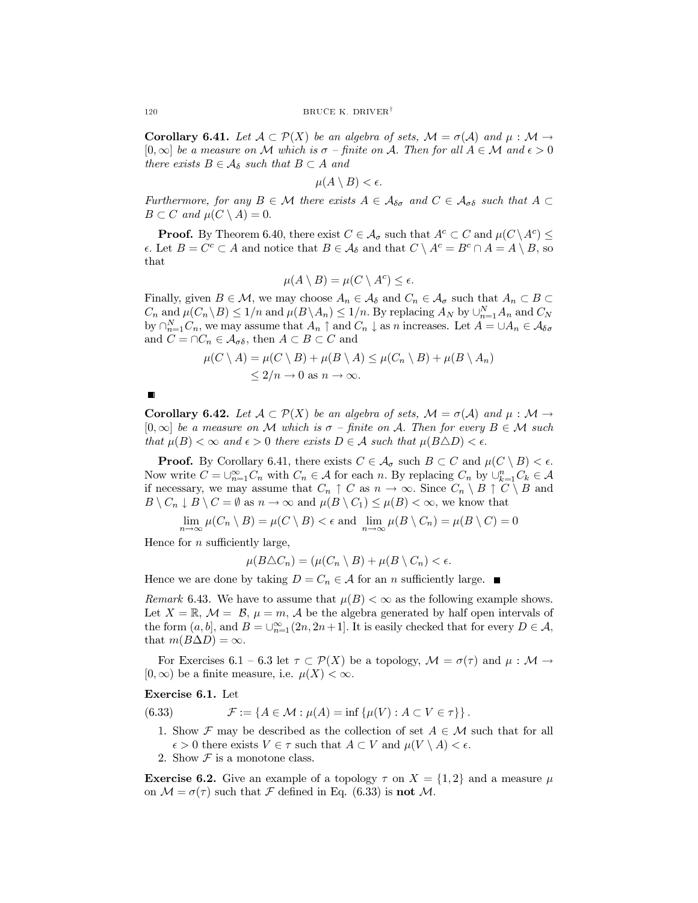**Corollary 6.41.** *Let $\mathcal{A} \subset \mathcal{P}(X)$ be an algebra of sets, $\mathcal{M} = \sigma(\mathcal{A})$ and $\mu : \mathcal{M} \to [0, \infty]$ be a measure on $\mathcal{M}$ which is $\sigma$ – finite on $\mathcal{A}$. Then for all $A \in \mathcal{M}$ and $\epsilon > 0$ there exists $B \in \mathcal{A}_\delta$ such that $B \subset A$ and*

$$\mu(A \setminus B) < \epsilon.$$

*Furthermore, for any $B \in \mathcal{M}$ there exists $A \in \mathcal{A}_{\delta\sigma}$ and $C \in \mathcal{A}_{\sigma\delta}$ such that $A \subset B \subset C$ and $\mu(C \setminus A) = 0$.*

**Proof.** By Theorem 6.40, there exist $C \in \mathcal{A}_\sigma$ such that $A^c \subset C$ and $\mu(C \setminus A^c) \leq \epsilon$. Let $B = C^c \subset A$ and notice that $B \in \mathcal{A}_\delta$ and that $C \setminus A^c = B^c \cap A = A \setminus B$, so that

$$\mu(A \setminus B) = \mu(C \setminus A^c) \leq \epsilon.$$

Finally, given $B \in \mathcal{M}$, we may choose $A_n \in \mathcal{A}_\delta$ and $C_n \in \mathcal{A}_\sigma$ such that $A_n \subset B \subset C_n$ and $\mu(C_n \setminus B) \leq 1/n$ and $\mu(B \setminus A_n) \leq 1/n$. By replacing $A_N$ by $\cup_{n=1}^N A_n$ and $C_N$ by $\cap_{n=1}^N C_n$, we may assume that $A_n \uparrow$ and $C_n \downarrow$ as $n$ increases. Let $A = \cup A_n \in \mathcal{A}_{\delta\sigma}$ and $C = \cap C_n \in \mathcal{A}_{\sigma\delta}$, then $A \subset B \subset C$ and

$$\begin{aligned}\mu(C \setminus A) &= \mu(C \setminus B) + \mu(B \setminus A) \leq \mu(C_n \setminus B) + \mu(B \setminus A_n) \\ &\leq 2/n \to 0 \text{ as } n \to \infty.\end{aligned}$$

■

**Corollary 6.42.** *Let $\mathcal{A} \subset \mathcal{P}(X)$ be an algebra of sets, $\mathcal{M} = \sigma(\mathcal{A})$ and $\mu : \mathcal{M} \to [0, \infty]$ be a measure on $\mathcal{M}$ which is $\sigma$ – finite on $\mathcal{A}$. Then for every $B \in \mathcal{M}$ such that $\mu(B) < \infty$ and $\epsilon > 0$ there exists $D \in \mathcal{A}$ such that $\mu(B \triangle D) < \epsilon$.*

**Proof.** By Corollary 6.41, there exists $C \in \mathcal{A}_\sigma$ such $B \subset C$ and $\mu(C \setminus B) < \epsilon$. Now write $C = \cup_{n=1}^\infty C_n$ with $C_n \in \mathcal{A}$ for each $n$. By replacing $C_n$ by $\cup_{k=1}^n C_k \in \mathcal{A}$ if necessary, we may assume that $C_n \uparrow C$ as $n \to \infty$. Since $C_n \setminus B \uparrow C \setminus B$ and $B \setminus C_n \downarrow B \setminus C = \emptyset$ as $n \to \infty$ and $\mu(B \setminus C_1) \leq \mu(B) < \infty$, we know that

$$\lim_{n\to\infty} \mu(C_n \setminus B) = \mu(C \setminus B) < \epsilon \text{ and } \lim_{n\to\infty} \mu(B \setminus C_n) = \mu(B \setminus C) = 0$$

Hence for $n$ sufficiently large,

$$\mu(B \triangle C_n) = (\mu(C_n \setminus B) + \mu(B \setminus C_n) < \epsilon.$$

Hence we are done by taking $D = C_n \in \mathcal{A}$ for an $n$ sufficiently large. ■

*Remark* 6.43. We have to assume that $\mu(B) < \infty$ as the following example shows. Let $X = \mathbb{R}$, $\mathcal{M} = \mathcal{B}$, $\mu = m$, $\mathcal{A}$ be the algebra generated by half open intervals of the form $(a, b]$, and $B = \cup_{n=1}^\infty (2n, 2n+1]$. It is easily checked that for every $D \in \mathcal{A}$, that $m(B \Delta D) = \infty$.

For Exercises 6.1 – 6.3 let $\tau \subset \mathcal{P}(X)$ be a topology, $\mathcal{M} = \sigma(\tau)$ and $\mu : \mathcal{M} \to [0, \infty)$ be a finite measure, i.e. $\mu(X) < \infty$.

**Exercise 6.1.** Let

$$\mathcal{F} := \{A \in \mathcal{M} : \mu(A) = \inf \{\mu(V) : A \subset V \in \tau\}\}. \tag{6.33}$$

1. Show $\mathcal{F}$ may be described as the collection of set $A \in \mathcal{M}$ such that for all $\epsilon > 0$ there exists $V \in \tau$ such that $A \subset V$ and $\mu(V \setminus A) < \epsilon$.
2. Show $\mathcal{F}$ is a monotone class.

**Exercise 6.2.** Give an example of a topology $\tau$ on $X = \{1, 2\}$ and a measure $\mu$ on $\mathcal{M} = \sigma(\tau)$ such that $\mathcal{F}$ defined in Eq. (6.33) is **not** $\mathcal{M}$.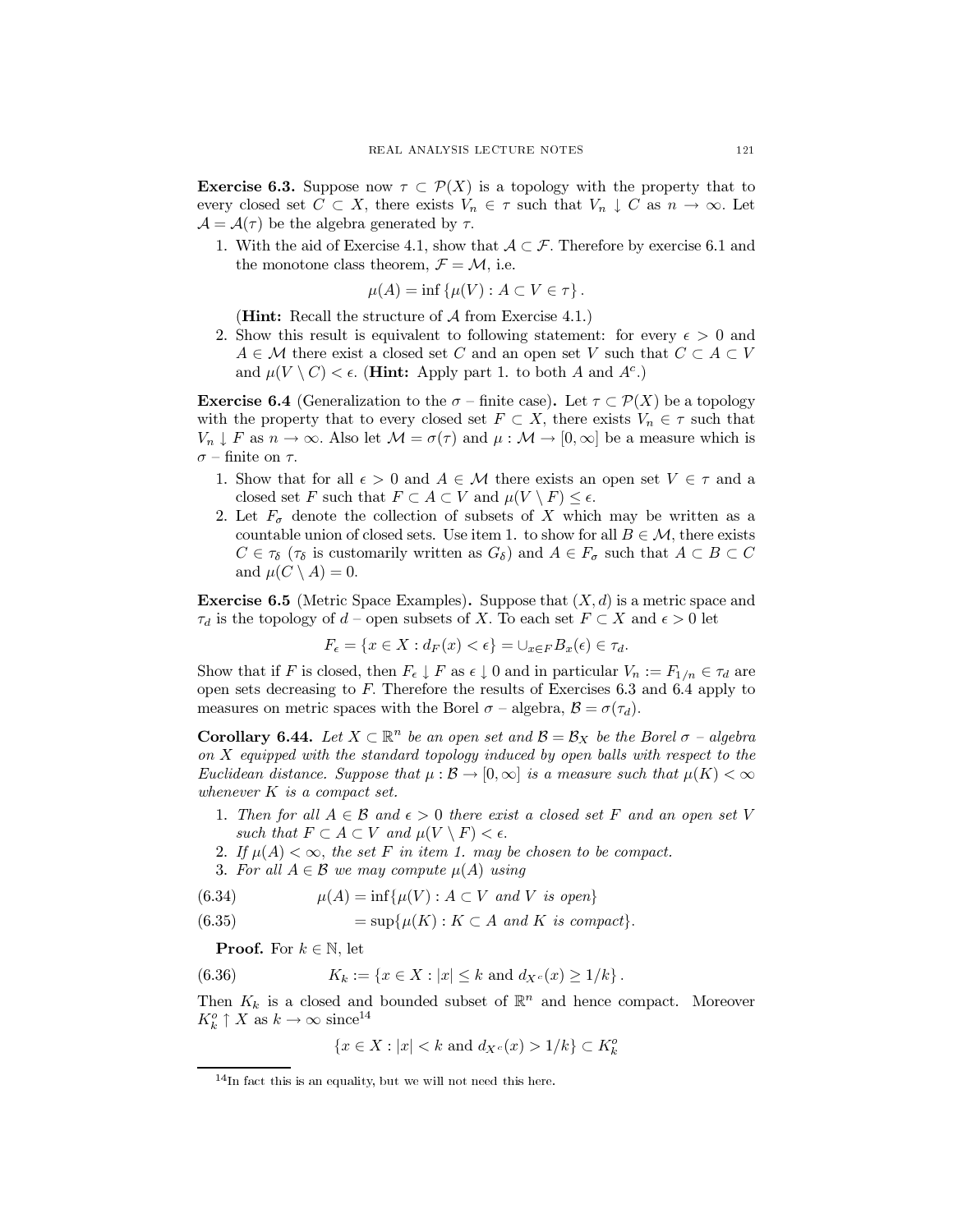**Exercise 6.3.** Suppose now $\tau \subset \mathcal{P}(X)$ is a topology with the property that to every closed set $C \subset X$, there exists $V_n \in \tau$ such that $V_n \downarrow C$ as $n \to \infty$. Let $\mathcal{A} = \mathcal{A}(\tau)$ be the algebra generated by $\tau$.

1. With the aid of Exercise 4.1, show that $\mathcal{A} \subset \mathcal{F}$. Therefore by exercise 6.1 and the monotone class theorem, $\mathcal{F} = \mathcal{M}$, i.e.

$$\mu(A) = \inf \{\mu(V) : A \subset V \in \tau\}.$$

(**Hint:** Recall the structure of $\mathcal{A}$ from Exercise 4.1.)

2. Show this result is equivalent to following statement: for every $\epsilon > 0$ and $A \in \mathcal{M}$ there exist a closed set $C$ and an open set $V$ such that $C \subset A \subset V$ and $\mu(V \setminus C) < \epsilon$. (**Hint:** Apply part 1. to both $A$ and $A^c$.)

**Exercise 6.4** (Generalization to the $\sigma$ – finite case)**.** Let $\tau \subset \mathcal{P}(X)$ be a topology with the property that to every closed set $F \subset X$, there exists $V_n \in \tau$ such that $V_n \downarrow F$ as $n \to \infty$. Also let $\mathcal{M} = \sigma(\tau)$ and $\mu : \mathcal{M} \to [0, \infty]$ be a measure which is $\sigma$ – finite on $\tau$.

1. Show that for all $\epsilon > 0$ and $A \in \mathcal{M}$ there exists an open set $V \in \tau$ and a closed set $F$ such that $F \subset A \subset V$ and $\mu(V \setminus F) \leq \epsilon$.
2. Let $F_\sigma$ denote the collection of subsets of $X$ which may be written as a countable union of closed sets. Use item 1. to show for all $B \in \mathcal{M}$, there exists $C \in \tau_\delta$ ($\tau_\delta$ is customarily written as $G_\delta$) and $A \in F_\sigma$ such that $A \subset B \subset C$ and $\mu(C \setminus A) = 0$.

**Exercise 6.5** (Metric Space Examples)**.** Suppose that $(X, d)$ is a metric space and $\tau_d$ is the topology of $d$ – open subsets of $X$. To each set $F \subset X$ and $\epsilon > 0$ let

$$F_\epsilon = \{x \in X : d_F(x) < \epsilon\} = \cup_{x \in F} B_x(\epsilon) \in \tau_d.$$

Show that if $F$ is closed, then $F_\epsilon \downarrow F$ as $\epsilon \downarrow 0$ and in particular $V_n := F_{1/n} \in \tau_d$ are open sets decreasing to $F$. Therefore the results of Exercises 6.3 and 6.4 apply to measures on metric spaces with the Borel $\sigma$ – algebra, $\mathcal{B} = \sigma(\tau_d)$.

**Corollary 6.44.** *Let $X \subset \mathbb{R}^n$ be an open set and $\mathcal{B} = \mathcal{B}_X$ be the Borel $\sigma$ – algebra on $X$ equipped with the standard topology induced by open balls with respect to the Euclidean distance. Suppose that $\mu : \mathcal{B} \to [0, \infty]$ is a measure such that $\mu(K) < \infty$ whenever $K$ is a compact set.*

1. *Then for all $A \in \mathcal{B}$ and $\epsilon > 0$ there exist a closed set $F$ and an open set $V$ such that $F \subset A \subset V$ and $\mu(V \setminus F) < \epsilon$.*
2. *If $\mu(A) < \infty$, the set $F$ in item 1. may be chosen to be compact.*
3. *For all $A \in \mathcal{B}$ we may compute $\mu(A)$ using*

$$\mu(A) = \inf\{\mu(V) : A \subset V \text{ and } V \text{ is open}\} \tag{6.34}$$

$$= \sup\{\mu(K) : K \subset A \text{ and } K \text{ is compact}\}. \tag{6.35}$$

**Proof.** For $k \in \mathbb{N}$, let

$$K_k := \{x \in X : |x| \leq k \text{ and } d_{X^c}(x) \geq 1/k\}. \tag{6.36}$$

Then $K_k$ is a closed and bounded subset of $\mathbb{R}^n$ and hence compact. Moreover $K_k^o \uparrow X$ as $k \to \infty$ since[14]

$$\{x \in X : |x| < k \text{ and } d_{X^c}(x) > 1/k\} \subset K_k^o$$

[14] In fact this is an equality, but we will not need this here.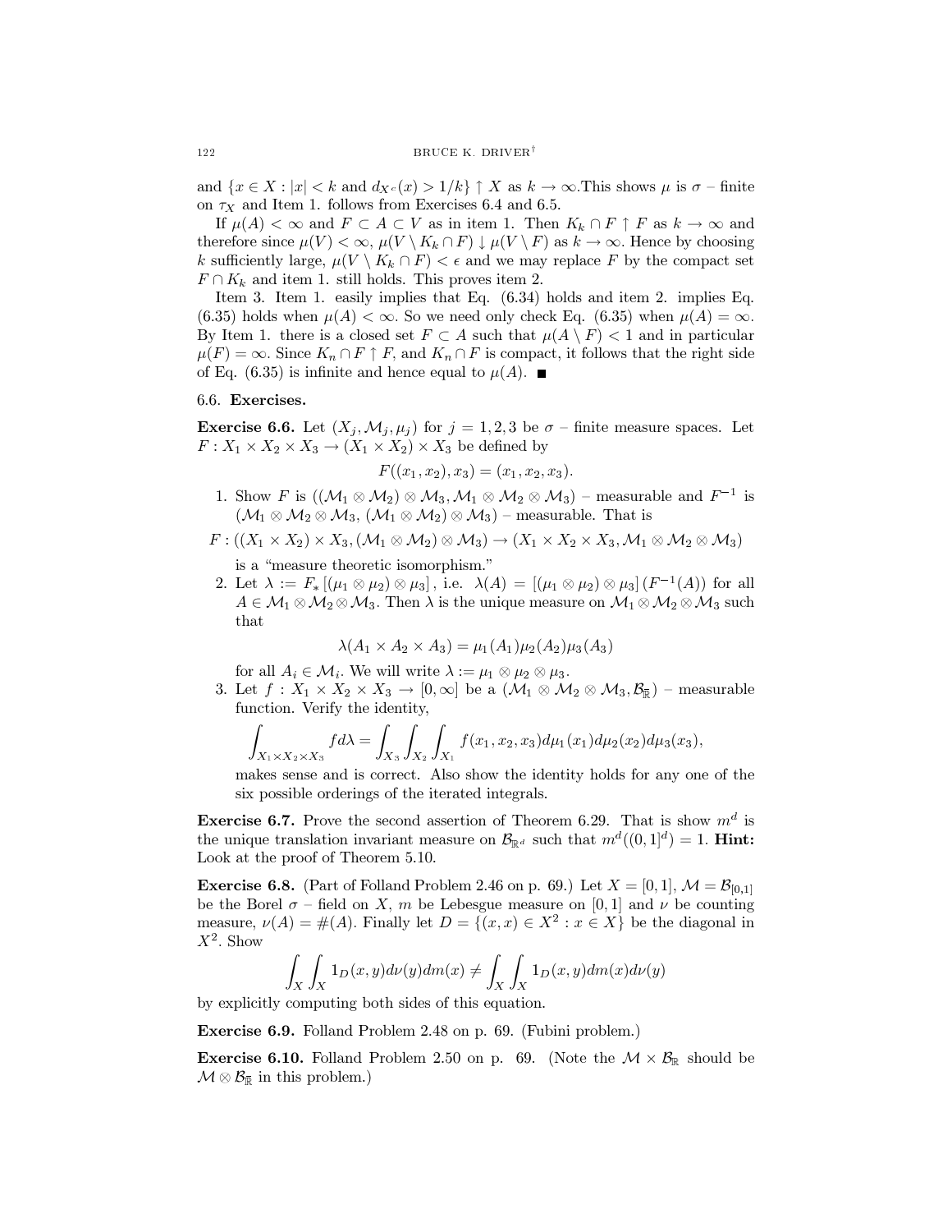and $\{x \in X : |x| < k \text{ and } d_{X^c}(x) > 1/k\} \uparrow X$ as $k \to \infty$.This shows $\mu$ is $\sigma$ – finite on $\tau_X$ and Item 1. follows from Exercises 6.4 and 6.5.

If $\mu(A) < \infty$ and $F \subset A \subset V$ as in item 1. Then $K_k \cap F \uparrow F$ as $k \to \infty$ and therefore since $\mu(V) < \infty$, $\mu(V \setminus K_k \cap F) \downarrow \mu(V \setminus F)$ as $k \to \infty$. Hence by choosing $k$ sufficiently large, $\mu(V \setminus K_k \cap F) < \epsilon$ and we may replace $F$ by the compact set $F \cap K_k$ and item 1. still holds. This proves item 2.

Item 3. Item 1. easily implies that Eq. (6.34) holds and item 2. implies Eq. (6.35) holds when $\mu(A) < \infty$. So we need only check Eq. (6.35) when $\mu(A) = \infty$. By Item 1. there is a closed set $F \subset A$ such that $\mu(A \setminus F) < 1$ and in particular $\mu(F) = \infty$. Since $K_n \cap F \uparrow F$, and $K_n \cap F$ is compact, it follows that the right side of Eq. (6.35) is infinite and hence equal to $\mu(A)$. ■

## 6.6. Exercises.

**Exercise 6.6.** Let $(X_j, \mathcal{M}_j, \mu_j)$ for $j = 1, 2, 3$ be $\sigma$ – finite measure spaces. Let $F : X_1 \times X_2 \times X_3 \to (X_1 \times X_2) \times X_3$ be defined by

$$F((x_1, x_2), x_3) = (x_1, x_2, x_3).$$

1. Show $F$ is $((\mathcal{M}_1 \otimes \mathcal{M}_2) \otimes \mathcal{M}_3, \mathcal{M}_1 \otimes \mathcal{M}_2 \otimes \mathcal{M}_3)$ – measurable and $F^{-1}$ is $(\mathcal{M}_1 \otimes \mathcal{M}_2 \otimes \mathcal{M}_3, (\mathcal{M}_1 \otimes \mathcal{M}_2) \otimes \mathcal{M}_3)$ – measurable. That is
$$F : ((X_1 \times X_2) \times X_3, (\mathcal{M}_1 \otimes \mathcal{M}_2) \otimes \mathcal{M}_3) \to (X_1 \times X_2 \times X_3, \mathcal{M}_1 \otimes \mathcal{M}_2 \otimes \mathcal{M}_3)$$
is a "measure theoretic isomorphism."
2. Let $\lambda := F_* [(\mu_1 \otimes \mu_2) \otimes \mu_3]$, i.e. $\lambda(A) = [(\mu_1 \otimes \mu_2) \otimes \mu_3] (F^{-1}(A))$ for all $A \in \mathcal{M}_1 \otimes \mathcal{M}_2 \otimes \mathcal{M}_3$. Then $\lambda$ is the unique measure on $\mathcal{M}_1 \otimes \mathcal{M}_2 \otimes \mathcal{M}_3$ such that
$$\lambda(A_1 \times A_2 \times A_3) = \mu_1(A_1)\mu_2(A_2)\mu_3(A_3)$$
for all $A_i \in \mathcal{M}_i$. We will write $\lambda := \mu_1 \otimes \mu_2 \otimes \mu_3$.
3. Let $f : X_1 \times X_2 \times X_3 \to [0, \infty]$ be a $(\mathcal{M}_1 \otimes \mathcal{M}_2 \otimes \mathcal{M}_3, \mathcal{B}_{\bar{\mathbb{R}}})$ – measurable function. Verify the identity,
$$\int_{X_1 \times X_2 \times X_3} f d\lambda = \int_{X_3} \int_{X_2} \int_{X_1} f(x_1, x_2, x_3) d\mu_1(x_1) d\mu_2(x_2) d\mu_3(x_3),$$
makes sense and is correct. Also show the identity holds for any one of the six possible orderings of the iterated integrals.

**Exercise 6.7.** Prove the second assertion of Theorem 6.29. That is show $m^d$ is the unique translation invariant measure on $\mathcal{B}_{\mathbb{R}^d}$ such that $m^d((0, 1]^d) = 1$. **Hint:** Look at the proof of Theorem 5.10.

**Exercise 6.8.** (Part of Folland Problem 2.46 on p. 69.) Let $X = [0, 1]$, $\mathcal{M} = \mathcal{B}_{[0,1]}$ be the Borel $\sigma$ – field on $X$, $m$ be Lebesgue measure on $[0, 1]$ and $\nu$ be counting measure, $\nu(A) = \#(A)$. Finally let $D = \{(x, x) \in X^2 : x \in X\}$ be the diagonal in $X^2$. Show

$$\int_X \int_X 1_D(x, y) d\nu(y) dm(x) \neq \int_X \int_X 1_D(x, y) dm(x) d\nu(y)$$

by explicitly computing both sides of this equation.

**Exercise 6.9.** Folland Problem 2.48 on p. 69. (Fubini problem.)

**Exercise 6.10.** Folland Problem 2.50 on p. 69. (Note the $\mathcal{M} \times \mathcal{B}_{\mathbb{R}}$ should be $\mathcal{M} \otimes \mathcal{B}_{\bar{\mathbb{R}}}$ in this problem.)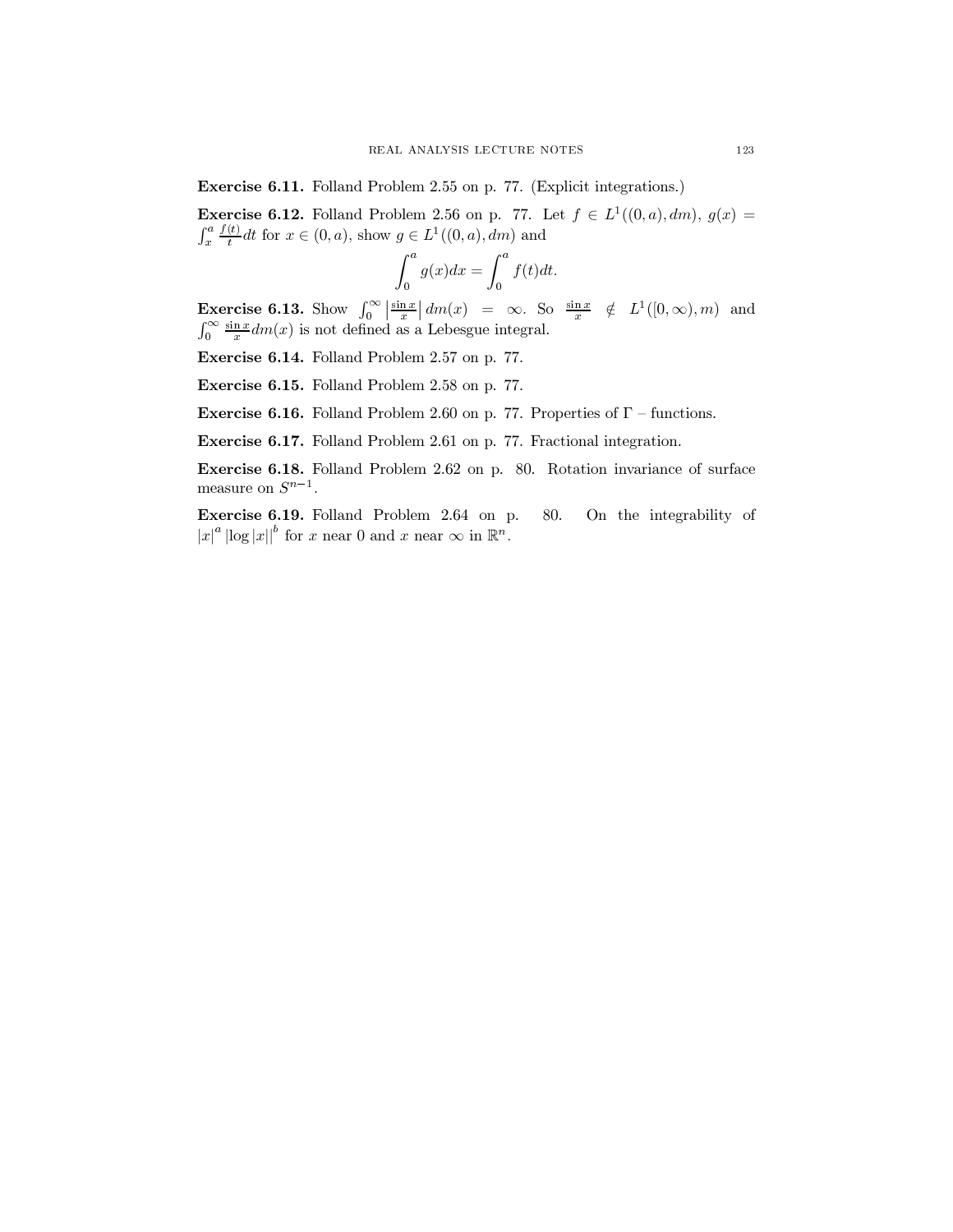**Exercise 6.11.** Folland Problem 2.55 on p. 77. (Explicit integrations.)

**Exercise 6.12.** Folland Problem 2.56 on p. 77. Let $f \in L^1((0,a), dm)$, $g(x) = \int_x^a \frac{f(t)}{t} dt$ for $x \in (0,a)$, show $g \in L^1((0,a), dm)$ and

$$\int_0^a g(x)dx = \int_0^a f(t)dt.$$

**Exercise 6.13.** Show $\int_0^\infty \left|\frac{\sin x}{x}\right| dm(x) = \infty$. So $\frac{\sin x}{x} \notin L^1([0,\infty), m)$ and $\int_0^\infty \frac{\sin x}{x} dm(x)$ is not defined as a Lebesgue integral.

**Exercise 6.14.** Folland Problem 2.57 on p. 77.

**Exercise 6.15.** Folland Problem 2.58 on p. 77.

**Exercise 6.16.** Folland Problem 2.60 on p. 77. Properties of $\Gamma$ – functions.

**Exercise 6.17.** Folland Problem 2.61 on p. 77. Fractional integration.

**Exercise 6.18.** Folland Problem 2.62 on p. 80. Rotation invariance of surface measure on $S^{n-1}$.

**Exercise 6.19.** Folland Problem 2.64 on p. 80. On the integrability of $|x|^a \left|\log |x|\right|^b$ for $x$ near 0 and $x$ near $\infty$ in $\mathbb{R}^n$.